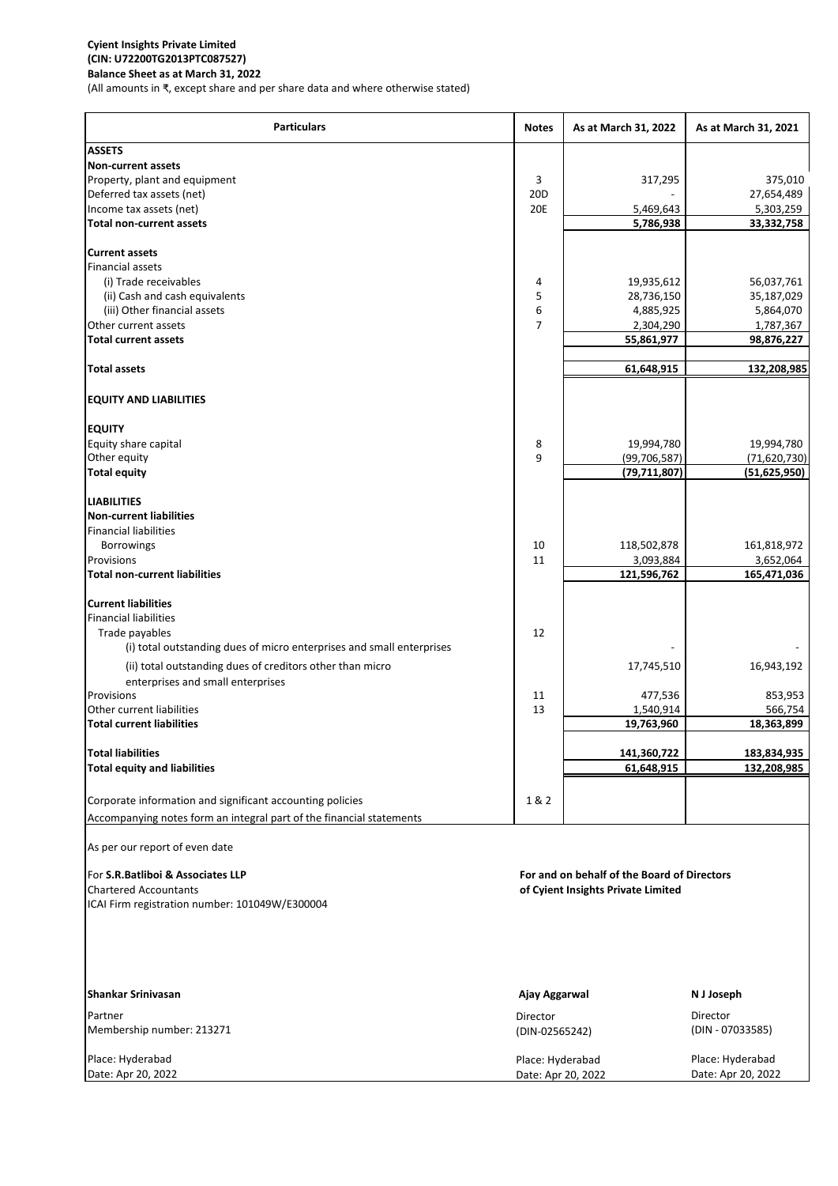**Cyient Insights Private Limited**
**(CIN: U72200TG2013PTC087527)**
**Balance Sheet as at March 31, 2022**
(All amounts in ₹, except share and per share data and where otherwise stated)

| Particulars | Notes | As at March 31, 2022 | As at March 31, 2021 |
|---|---|---|---|
| **ASSETS** | | | |
| **Non-current assets** | | | |
| Property, plant and equipment | 3 | 317,295 | 375,010 |
| Deferred tax assets (net) | 20D | - | 27,654,489 |
| Income tax assets (net) | 20E | 5,469,643 | 5,303,259 |
| **Total non-current assets** | | **5,786,938** | **33,332,758** |
| **Current assets** | | | |
| Financial assets | | | |
| (i) Trade receivables | 4 | 19,935,612 | 56,037,761 |
| (ii) Cash and cash equivalents | 5 | 28,736,150 | 35,187,029 |
| (iii) Other financial assets | 6 | 4,885,925 | 5,864,070 |
| Other current assets | 7 | 2,304,290 | 1,787,367 |
| **Total current assets** | | **55,861,977** | **98,876,227** |
| **Total assets** | | **61,648,915** | **132,208,985** |
| **EQUITY AND LIABILITIES** | | | |
| **EQUITY** | | | |
| Equity share capital | 8 | 19,994,780 | 19,994,780 |
| Other equity | 9 | (99,706,587) | (71,620,730) |
| **Total equity** | | **(79,711,807)** | **(51,625,950)** |
| **LIABILITIES** | | | |
| **Non-current liabilities** | | | |
| Financial liabilities | | | |
| Borrowings | 10 | 118,502,878 | 161,818,972 |
| Provisions | 11 | 3,093,884 | 3,652,064 |
| **Total non-current liabilities** | | **121,596,762** | **165,471,036** |
| **Current liabilities** | | | |
| Financial liabilities | | | |
| Trade payables | 12 | | |
| (i) total outstanding dues of micro enterprises and small enterprises | | - | - |
| (ii) total outstanding dues of creditors other than micro enterprises and small enterprises | | 17,745,510 | 16,943,192 |
| Provisions | 11 | 477,536 | 853,953 |
| Other current liabilities | 13 | 1,540,914 | 566,754 |
| **Total current liabilities** | | **19,763,960** | **18,363,899** |
| **Total liabilities** | | **141,360,722** | **183,834,935** |
| **Total equity and liabilities** | | **61,648,915** | **132,208,985** |
| Corporate information and significant accounting policies | 1 & 2 | | |
| Accompanying notes form an integral part of the financial statements | | | |

As per our report of even date

For **S.R.Batliboi & Associates LLP**
Chartered Accountants
ICAI Firm registration number: 101049W/E300004

**For and on behalf of the Board of Directors**
**of Cyient Insights Private Limited**

**Shankar Srinivasan**
Partner
Membership number: 213271

Place: Hyderabad
Date: Apr 20, 2022

**Ajay Aggarwal**
Director
(DIN-02565242)

Place: Hyderabad
Date: Apr 20, 2022

**N J Joseph**
Director
(DIN - 07033585)

Place: Hyderabad
Date: Apr 20, 2022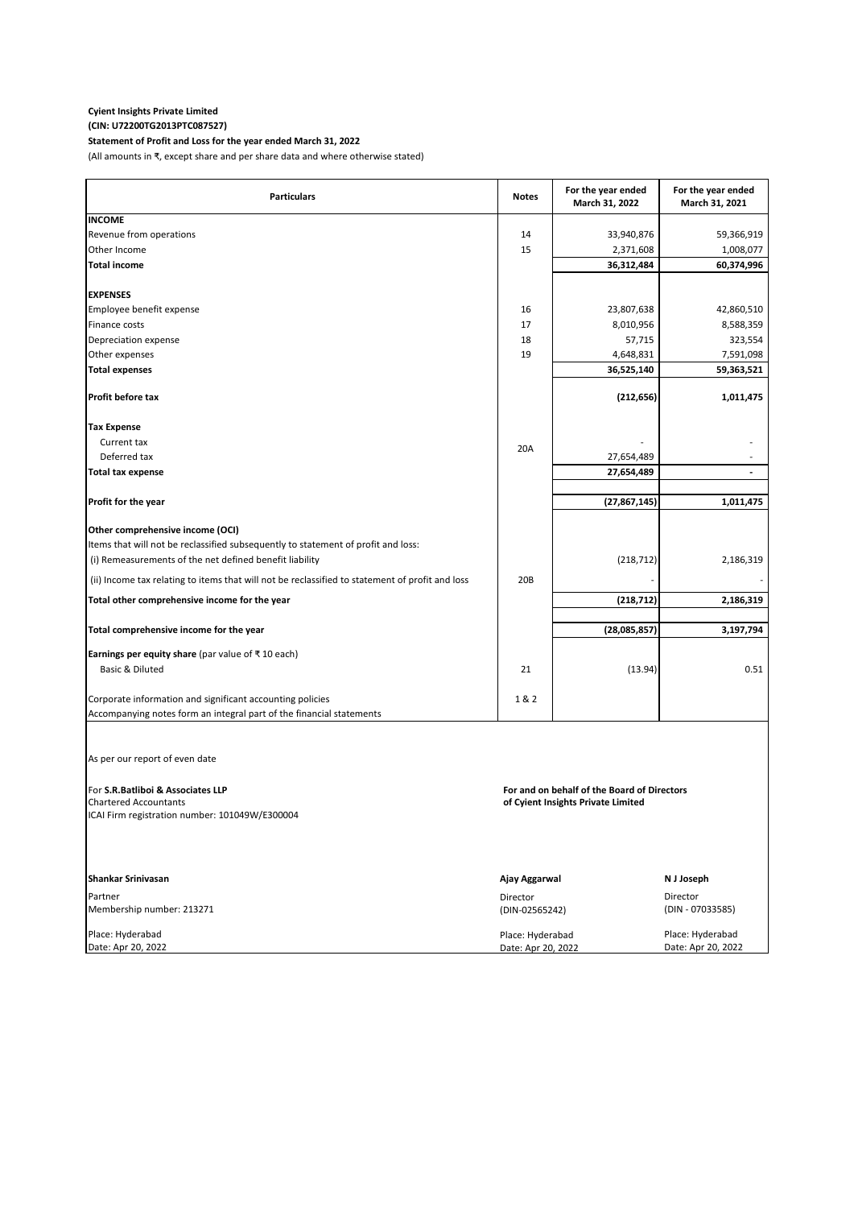**Cyient Insights Private Limited**
**(CIN: U72200TG2013PTC087527)**
**Statement of Profit and Loss for the year ended March 31, 2022**
(All amounts in ₹, except share and per share data and where otherwise stated)

| Particulars | Notes | For the year ended March 31, 2022 | For the year ended March 31, 2021 |
|---|---|---|---|
| **INCOME** | | | |
| Revenue from operations | 14 | 33,940,876 | 59,366,919 |
| Other Income | 15 | 2,371,608 | 1,008,077 |
| **Total income** | | **36,312,484** | **60,374,996** |
| | | | |
| **EXPENSES** | | | |
| Employee benefit expense | 16 | 23,807,638 | 42,860,510 |
| Finance costs | 17 | 8,010,956 | 8,588,359 |
| Depreciation expense | 18 | 57,715 | 323,554 |
| Other expenses | 19 | 4,648,831 | 7,591,098 |
| **Total expenses** | | **36,525,140** | **59,363,521** |
| | | | |
| **Profit before tax** | | **(212,656)** | **1,011,475** |
| | | | |
| **Tax Expense** | | | |
| Current tax | 20A | - | - |
| Deferred tax | | 27,654,489 | - |
| **Total tax expense** | | **27,654,489** | **-** |
| | | | |
| **Profit for the year** | | **(27,867,145)** | **1,011,475** |
| | | | |
| **Other comprehensive income (OCI)** | | | |
| Items that will not be reclassified subsequently to statement of profit and loss: | | | |
| (i) Remeasurements of the net defined benefit liability | | (218,712) | 2,186,319 |
| (ii) Income tax relating to items that will not be reclassified to statement of profit and loss | 20B | - | - |
| **Total other comprehensive income for the year** | | **(218,712)** | **2,186,319** |
| | | | |
| **Total comprehensive income for the year** | | **(28,085,857)** | **3,197,794** |
| | | | |
| **Earnings per equity share** (par value of ₹ 10 each) | | | |
| Basic & Diluted | 21 | (13.94) | 0.51 |
| | | | |
| Corporate information and significant accounting policies | 1 & 2 | | |
| Accompanying notes form an integral part of the financial statements | | | |

As per our report of even date

For **S.R.Batliboi & Associates LLP**
Chartered Accountants
ICAI Firm registration number: 101049W/E300004

**Shankar Srinivasan**
Partner
Membership number: 213271

Place: Hyderabad
Date: Apr 20, 2022

**For and on behalf of the Board of Directors**
**of Cyient Insights Private Limited**

**Ajay Aggarwal**
Director
(DIN-02565242)

Place: Hyderabad
Date: Apr 20, 2022

**N J Joseph**
Director
(DIN - 07033585)

Place: Hyderabad
Date: Apr 20, 2022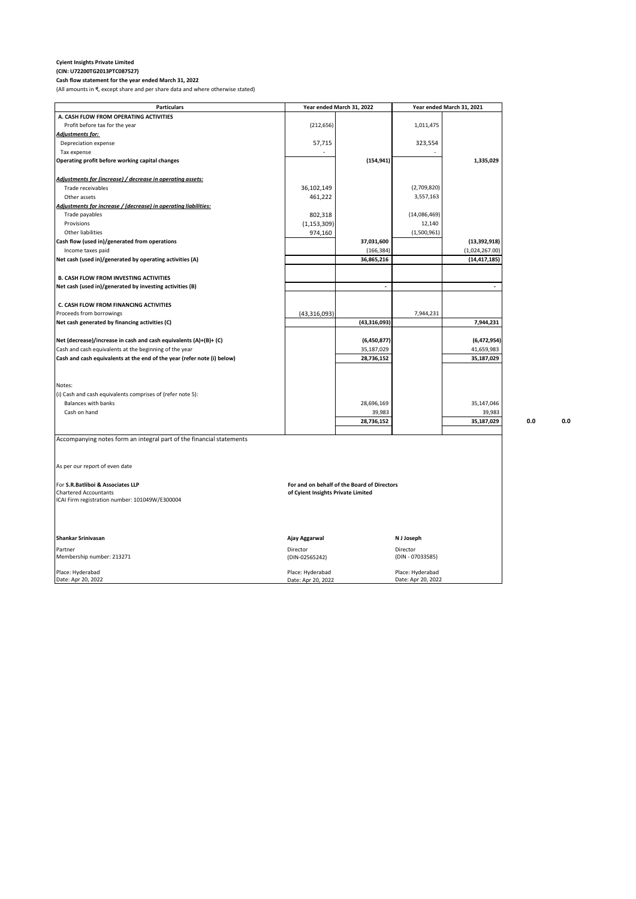**Cyient Insights Private Limited**
**(CIN: U72200TG2013PTC087527)**
**Cash flow statement for the year ended March 31, 2022**
(All amounts in ₹, except share and per share data and where otherwise stated)

| Particulars | Year ended March 31, 2022 | | Year ended March 31, 2021 | |
|---|---|---|---|---|
| **A. CASH FLOW FROM OPERATING ACTIVITIES** | | | | |
| Profit before tax for the year | (212,656) | | 1,011,475 | |
| ***Adjustments for:*** | | | | |
| Depreciation expense | 57,715 | | 323,554 | |
| Tax expense | - | | - | |
| **Operating profit before working capital changes** | | **(154,941)** | | **1,335,029** |
| ***Adjustments for (increase) / decrease in operating assets:*** | | | | |
| Trade receivables | 36,102,149 | | (2,709,820) | |
| Other assets | 461,222 | | 3,557,163 | |
| ***Adjustments for increase / (decrease) in operating liabilities:*** | | | | |
| Trade payables | 802,318 | | (14,086,469) | |
| Provisions | (1,153,309) | | 12,140 | |
| Other liabilities | 974,160 | | (1,500,961) | |
| **Cash flow (used in)/generated from operations** | | **37,031,600** | | **(13,392,918)** |
| Income taxes paid | | (166,384) | | (1,024,267.00) |
| **Net cash (used in)/generated by operating activities (A)** | | **36,865,216** | | **(14,417,185)** |
| **B. CASH FLOW FROM INVESTING ACTIVITIES** | | | | |
| **Net cash (used in)/generated by investing activities (B)** | | **-** | | **-** |
| **C. CASH FLOW FROM FINANCING ACTIVITIES** | | | | |
| Proceeds from borrowings | (43,316,093) | | 7,944,231 | |
| **Net cash generated by financing activities (C)** | | **(43,316,093)** | | **7,944,231** |
| **Net (decrease)/increase in cash and cash equivalents (A)+(B)+ (C)** | | **(6,450,877)** | | **(6,472,954)** |
| Cash and cash equivalents at the beginning of the year | | 35,187,029 | | 41,659,983 |
| **Cash and cash equivalents at the end of the year (refer note (i) below)** | | **28,736,152** | | **35,187,029** |
| Notes: | | | | |
| (i) Cash and cash equivalents comprises of (refer note 5): | | | | |
| Balances with banks | | 28,696,169 | | 35,147,046 |
| Cash on hand | | 39,983 | | 39,983 |
| | | **28,736,152** | | **35,187,029** |

**0.0** **0.0**

Accompanying notes form an integral part of the financial statements

As per our report of even date

For **S.R.Batliboi & Associates LLP**
Chartered Accountants
ICAI Firm registration number: 101049W/E300004

**For and on behalf of the Board of Directors**
**of Cyient Insights Private Limited**

| | | |
|---|---|---|
| **Shankar Srinivasan** | **Ajay Aggarwal** | **N J Joseph** |
| Partner<br>Membership number: 213271 | Director<br>(DIN-02565242) | Director<br>(DIN - 07033585) |
| Place: Hyderabad<br>Date: Apr 20, 2022 | Place: Hyderabad<br>Date: Apr 20, 2022 | Place: Hyderabad<br>Date: Apr 20, 2022 |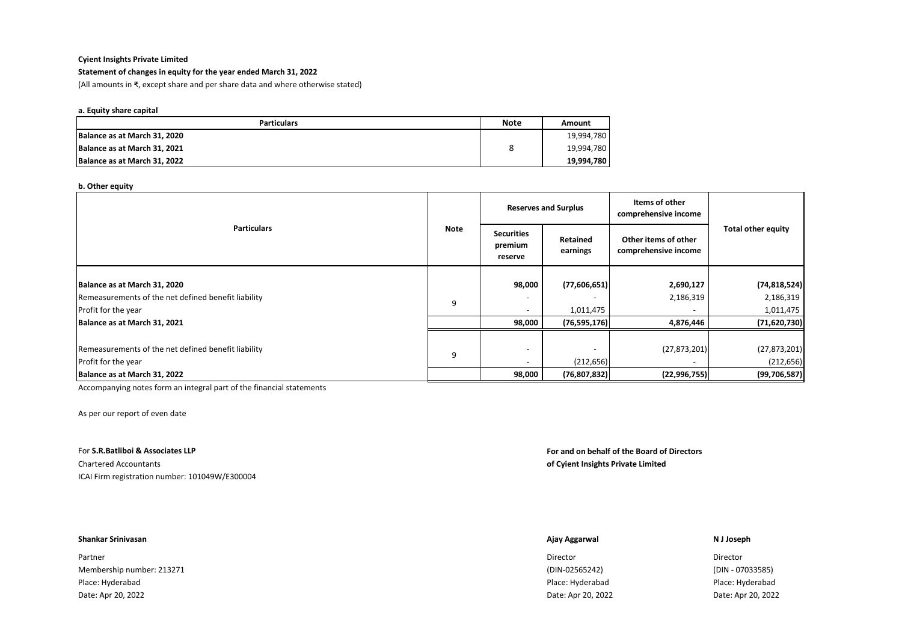**Cyient Insights Private Limited**

**Statement of changes in equity for the year ended March 31, 2022**

(All amounts in ₹, except share and per share data and where otherwise stated)

**a. Equity share capital**

| Particulars | Note | Amount |
|---|---|---|
| **Balance as at March 31, 2020** | | 19,994,780 |
| **Balance as at March 31, 2021** | 8 | 19,994,780 |
| **Balance as at March 31, 2022** | | **19,994,780** |

**b. Other equity**

| Particulars | Note | Reserves and Surplus | | Items of other comprehensive income | Total other equity |
|---|---|---|---|---|---|
| | | Securities premium reserve | Retained earnings | Other items of other comprehensive income | |
| **Balance as at March 31, 2020** | | **98,000** | **(77,606,651)** | **2,690,127** | **(74,818,524)** |
| Remeasurements of the net defined benefit liability | 9 | - | - | 2,186,319 | 2,186,319 |
| Profit for the year | | - | 1,011,475 | - | 1,011,475 |
| **Balance as at March 31, 2021** | | **98,000** | **(76,595,176)** | **4,876,446** | **(71,620,730)** |
| Remeasurements of the net defined benefit liability | 9 | - | - | (27,873,201) | (27,873,201) |
| Profit for the year | | - | (212,656) | - | (212,656) |
| **Balance as at March 31, 2022** | | **98,000** | **(76,807,832)** | **(22,996,755)** | **(99,706,587)** |

Accompanying notes form an integral part of the financial statements

As per our report of even date

For **S.R.Batliboi & Associates LLP**
Chartered Accountants
ICAI Firm registration number: 101049W/E300004

**Shankar Srinivasan**
Partner
Membership number: 213271
Place: Hyderabad
Date: Apr 20, 2022

**For and on behalf of the Board of Directors**
**of Cyient Insights Private Limited**

**Ajay Aggarwal**
Director
(DIN-02565242)
Place: Hyderabad
Date: Apr 20, 2022

**N J Joseph**
Director
(DIN - 07033585)
Place: Hyderabad
Date: Apr 20, 2022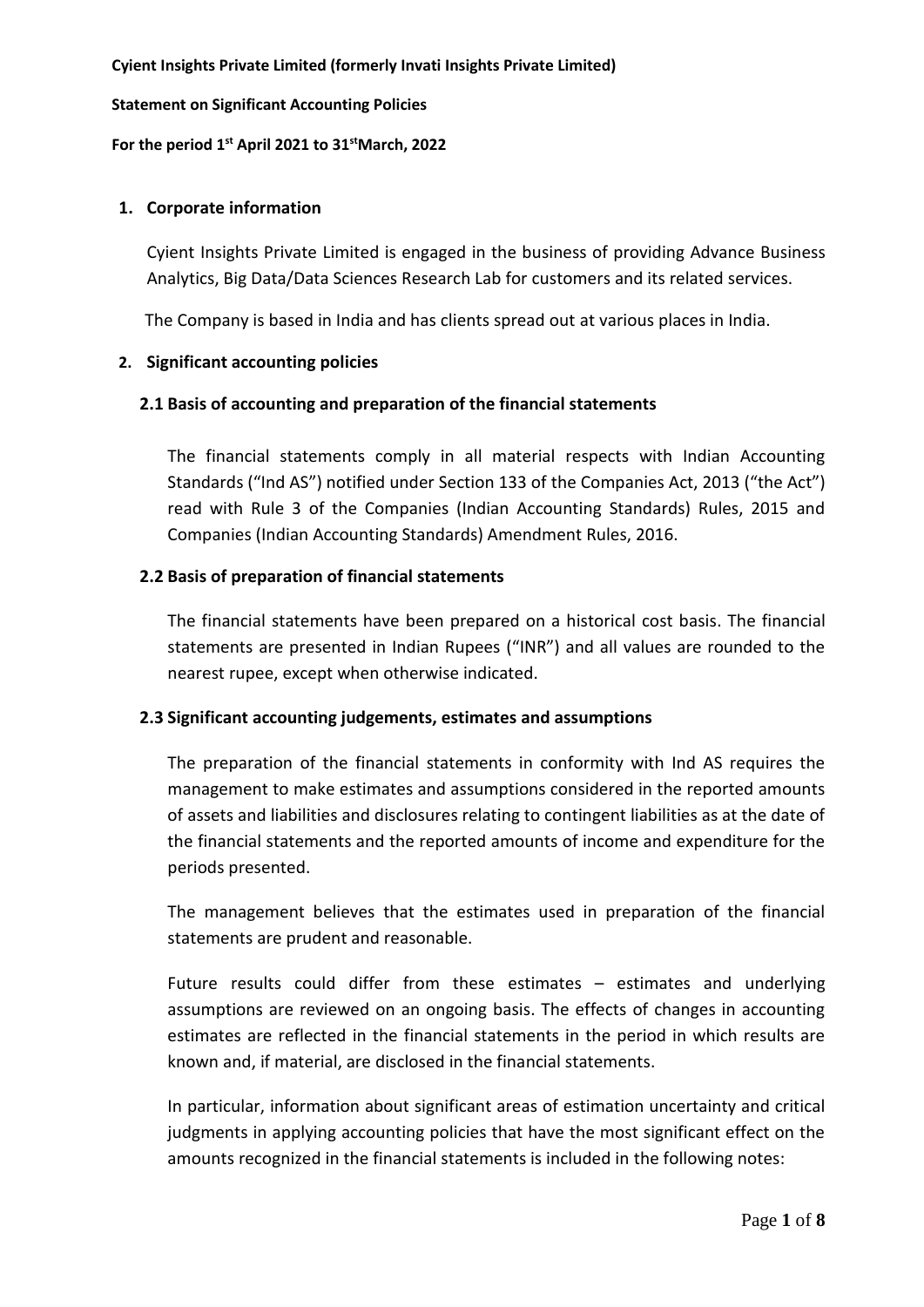**Cyient Insights Private Limited (formerly Invati Insights Private Limited)**

**Statement on Significant Accounting Policies**

**For the period 1st April 2021 to 31stMarch, 2022**

## 1. Corporate information

Cyient Insights Private Limited is engaged in the business of providing Advance Business Analytics, Big Data/Data Sciences Research Lab for customers and its related services.

The Company is based in India and has clients spread out at various places in India.

## 2. Significant accounting policies

### 2.1 Basis of accounting and preparation of the financial statements

The financial statements comply in all material respects with Indian Accounting Standards ("Ind AS") notified under Section 133 of the Companies Act, 2013 ("the Act") read with Rule 3 of the Companies (Indian Accounting Standards) Rules, 2015 and Companies (Indian Accounting Standards) Amendment Rules, 2016.

### 2.2 Basis of preparation of financial statements

The financial statements have been prepared on a historical cost basis. The financial statements are presented in Indian Rupees ("INR") and all values are rounded to the nearest rupee, except when otherwise indicated.

### 2.3 Significant accounting judgements, estimates and assumptions

The preparation of the financial statements in conformity with Ind AS requires the management to make estimates and assumptions considered in the reported amounts of assets and liabilities and disclosures relating to contingent liabilities as at the date of the financial statements and the reported amounts of income and expenditure for the periods presented.

The management believes that the estimates used in preparation of the financial statements are prudent and reasonable.

Future results could differ from these estimates – estimates and underlying assumptions are reviewed on an ongoing basis. The effects of changes in accounting estimates are reflected in the financial statements in the period in which results are known and, if material, are disclosed in the financial statements.

In particular, information about significant areas of estimation uncertainty and critical judgments in applying accounting policies that have the most significant effect on the amounts recognized in the financial statements is included in the following notes: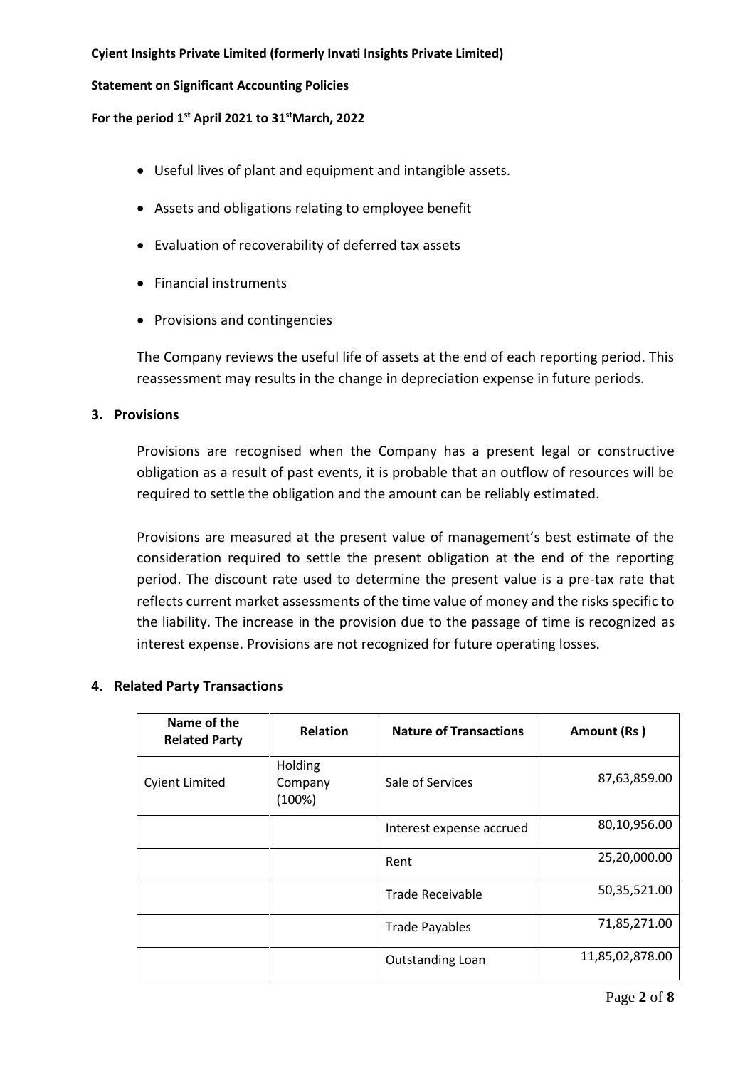- Useful lives of plant and equipment and intangible assets.
- Assets and obligations relating to employee benefit
- Evaluation of recoverability of deferred tax assets
- Financial instruments
- Provisions and contingencies

The Company reviews the useful life of assets at the end of each reporting period. This reassessment may results in the change in depreciation expense in future periods.

## 3. Provisions

Provisions are recognised when the Company has a present legal or constructive obligation as a result of past events, it is probable that an outflow of resources will be required to settle the obligation and the amount can be reliably estimated.

Provisions are measured at the present value of management's best estimate of the consideration required to settle the present obligation at the end of the reporting period. The discount rate used to determine the present value is a pre-tax rate that reflects current market assessments of the time value of money and the risks specific to the liability. The increase in the provision due to the passage of time is recognized as interest expense. Provisions are not recognized for future operating losses.

## 4. Related Party Transactions

| Name of the Related Party | Relation | Nature of Transactions | Amount (Rs ) |
|---|---|---|---|
| Cyient Limited | Holding Company (100%) | Sale of Services | 87,63,859.00 |
| | | Interest expense accrued | 80,10,956.00 |
| | | Rent | 25,20,000.00 |
| | | Trade Receivable | 50,35,521.00 |
| | | Trade Payables | 71,85,271.00 |
| | | Outstanding Loan | 11,85,02,878.00 |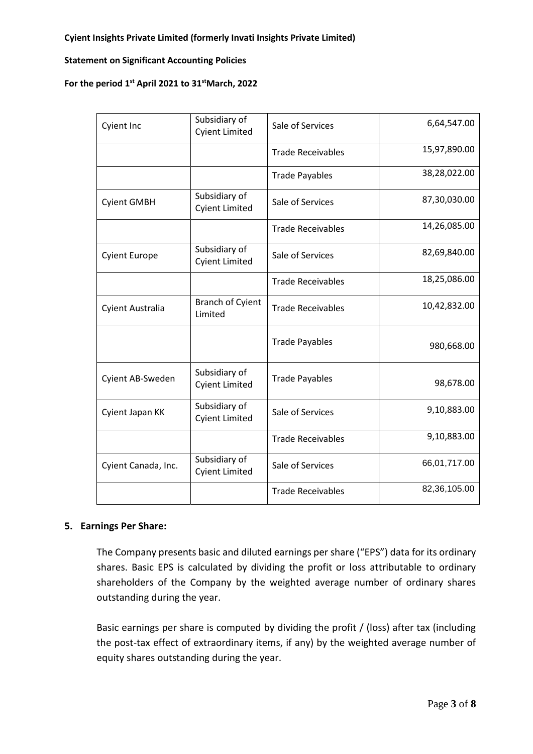| Cyient Inc | Subsidiary of Cyient Limited | Sale of Services | 6,64,547.00 |
|---|---|---|---|
| | | Trade Receivables | 15,97,890.00 |
| | | Trade Payables | 38,28,022.00 |
| Cyient GMBH | Subsidiary of Cyient Limited | Sale of Services | 87,30,030.00 |
| | | Trade Receivables | 14,26,085.00 |
| Cyient Europe | Subsidiary of Cyient Limited | Sale of Services | 82,69,840.00 |
| | | Trade Receivables | 18,25,086.00 |
| Cyient Australia | Branch of Cyient Limited | Trade Receivables | 10,42,832.00 |
| | | Trade Payables | 980,668.00 |
| Cyient AB-Sweden | Subsidiary of Cyient Limited | Trade Payables | 98,678.00 |
| Cyient Japan KK | Subsidiary of Cyient Limited | Sale of Services | 9,10,883.00 |
| | | Trade Receivables | 9,10,883.00 |
| Cyient Canada, Inc. | Subsidiary of Cyient Limited | Sale of Services | 66,01,717.00 |
| | | Trade Receivables | 82,36,105.00 |

## 5. Earnings Per Share:

The Company presents basic and diluted earnings per share ("EPS") data for its ordinary shares. Basic EPS is calculated by dividing the profit or loss attributable to ordinary shareholders of the Company by the weighted average number of ordinary shares outstanding during the year.

Basic earnings per share is computed by dividing the profit / (loss) after tax (including the post-tax effect of extraordinary items, if any) by the weighted average number of equity shares outstanding during the year.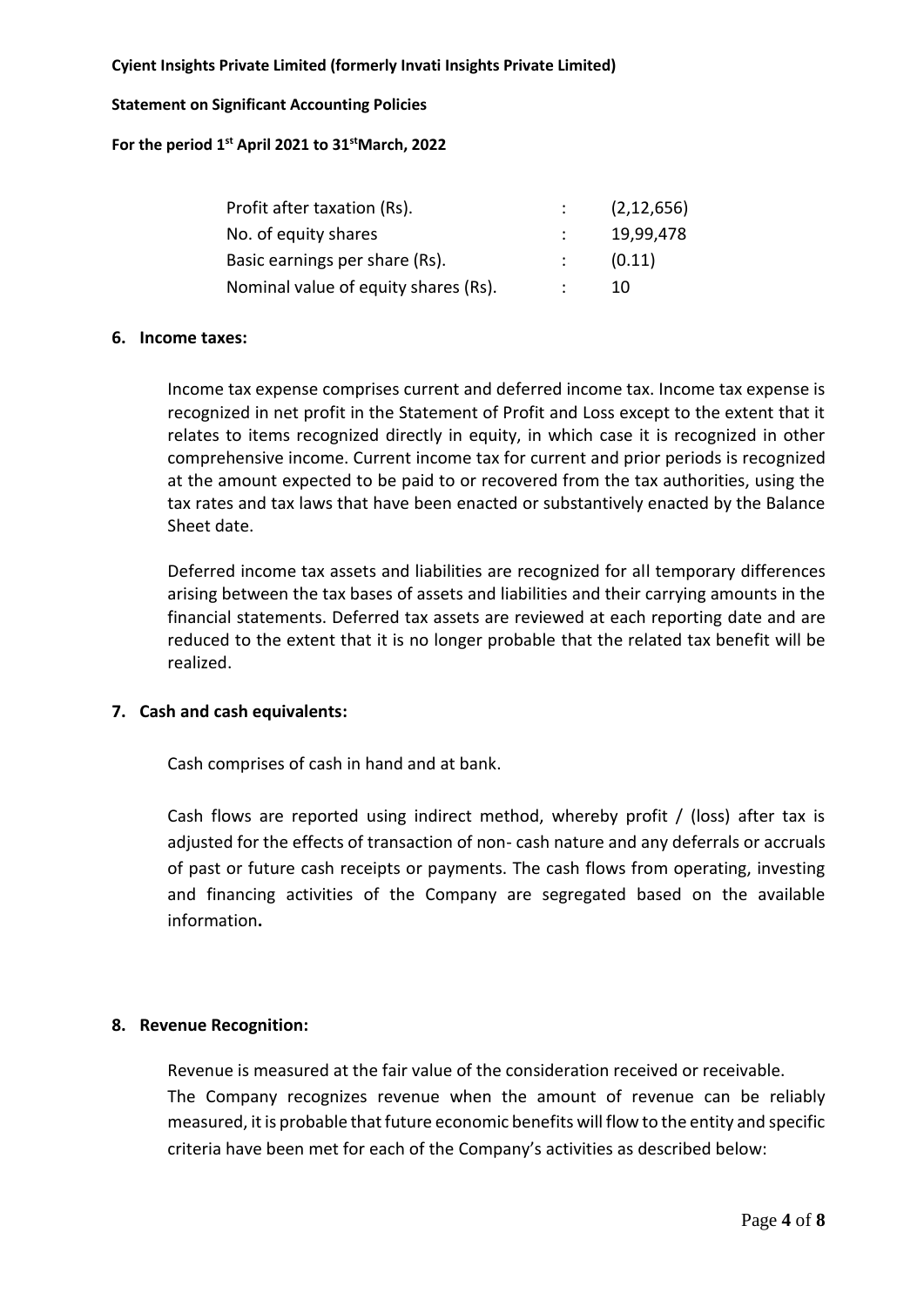| | | |
|---|---|---|
| Profit after taxation (Rs). | : | (2,12,656) |
| No. of equity shares | : | 19,99,478 |
| Basic earnings per share (Rs). | : | (0.11) |
| Nominal value of equity shares (Rs). | : | 10 |

**6. Income taxes:**

Income tax expense comprises current and deferred income tax. Income tax expense is recognized in net profit in the Statement of Profit and Loss except to the extent that it relates to items recognized directly in equity, in which case it is recognized in other comprehensive income. Current income tax for current and prior periods is recognized at the amount expected to be paid to or recovered from the tax authorities, using the tax rates and tax laws that have been enacted or substantively enacted by the Balance Sheet date.

Deferred income tax assets and liabilities are recognized for all temporary differences arising between the tax bases of assets and liabilities and their carrying amounts in the financial statements. Deferred tax assets are reviewed at each reporting date and are reduced to the extent that it is no longer probable that the related tax benefit will be realized.

**7. Cash and cash equivalents:**

Cash comprises of cash in hand and at bank.

Cash flows are reported using indirect method, whereby profit / (loss) after tax is adjusted for the effects of transaction of non- cash nature and any deferrals or accruals of past or future cash receipts or payments. The cash flows from operating, investing and financing activities of the Company are segregated based on the available information**.**

**8. Revenue Recognition:**

Revenue is measured at the fair value of the consideration received or receivable.
The Company recognizes revenue when the amount of revenue can be reliably measured, it is probable that future economic benefits will flow to the entity and specific criteria have been met for each of the Company's activities as described below: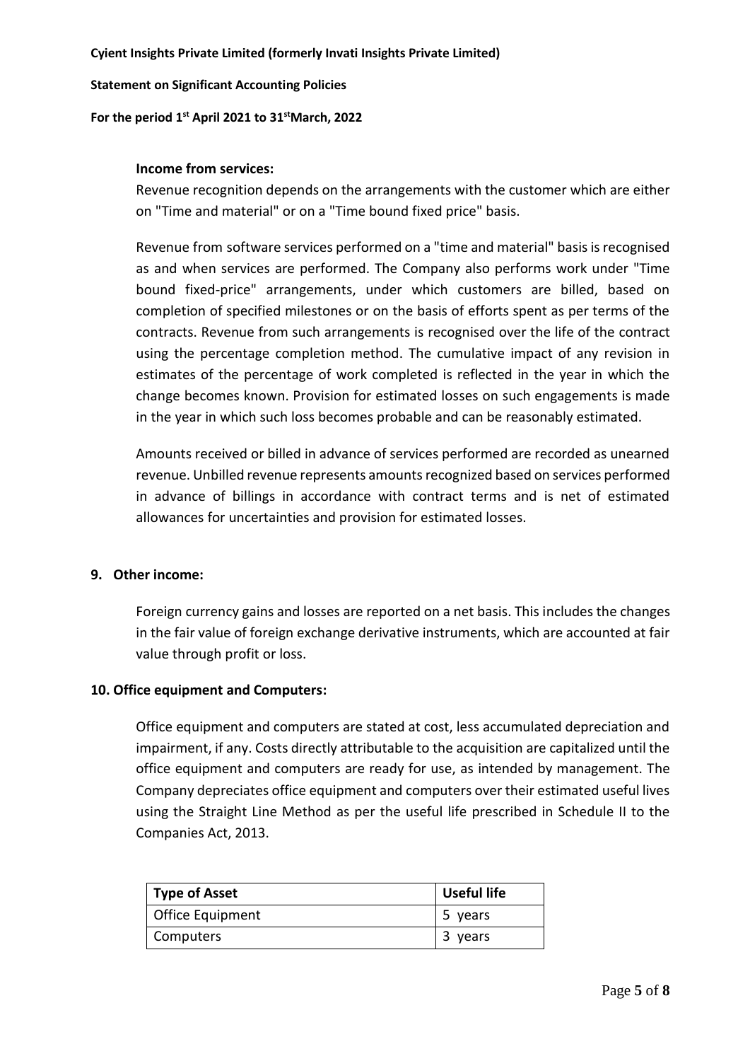**Income from services:**

Revenue recognition depends on the arrangements with the customer which are either on "Time and material" or on a "Time bound fixed price" basis.

Revenue from software services performed on a "time and material" basis is recognised as and when services are performed. The Company also performs work under "Time bound fixed-price" arrangements, under which customers are billed, based on completion of specified milestones or on the basis of efforts spent as per terms of the contracts. Revenue from such arrangements is recognised over the life of the contract using the percentage completion method. The cumulative impact of any revision in estimates of the percentage of work completed is reflected in the year in which the change becomes known. Provision for estimated losses on such engagements is made in the year in which such loss becomes probable and can be reasonably estimated.

Amounts received or billed in advance of services performed are recorded as unearned revenue. Unbilled revenue represents amounts recognized based on services performed in advance of billings in accordance with contract terms and is net of estimated allowances for uncertainties and provision for estimated losses.

## 9. Other income:

Foreign currency gains and losses are reported on a net basis. This includes the changes in the fair value of foreign exchange derivative instruments, which are accounted at fair value through profit or loss.

## 10. Office equipment and Computers:

Office equipment and computers are stated at cost, less accumulated depreciation and impairment, if any. Costs directly attributable to the acquisition are capitalized until the office equipment and computers are ready for use, as intended by management. The Company depreciates office equipment and computers over their estimated useful lives using the Straight Line Method as per the useful life prescribed in Schedule II to the Companies Act, 2013.

| Type of Asset | Useful life |
|---|---|
| Office Equipment | 5 years |
| Computers | 3 years |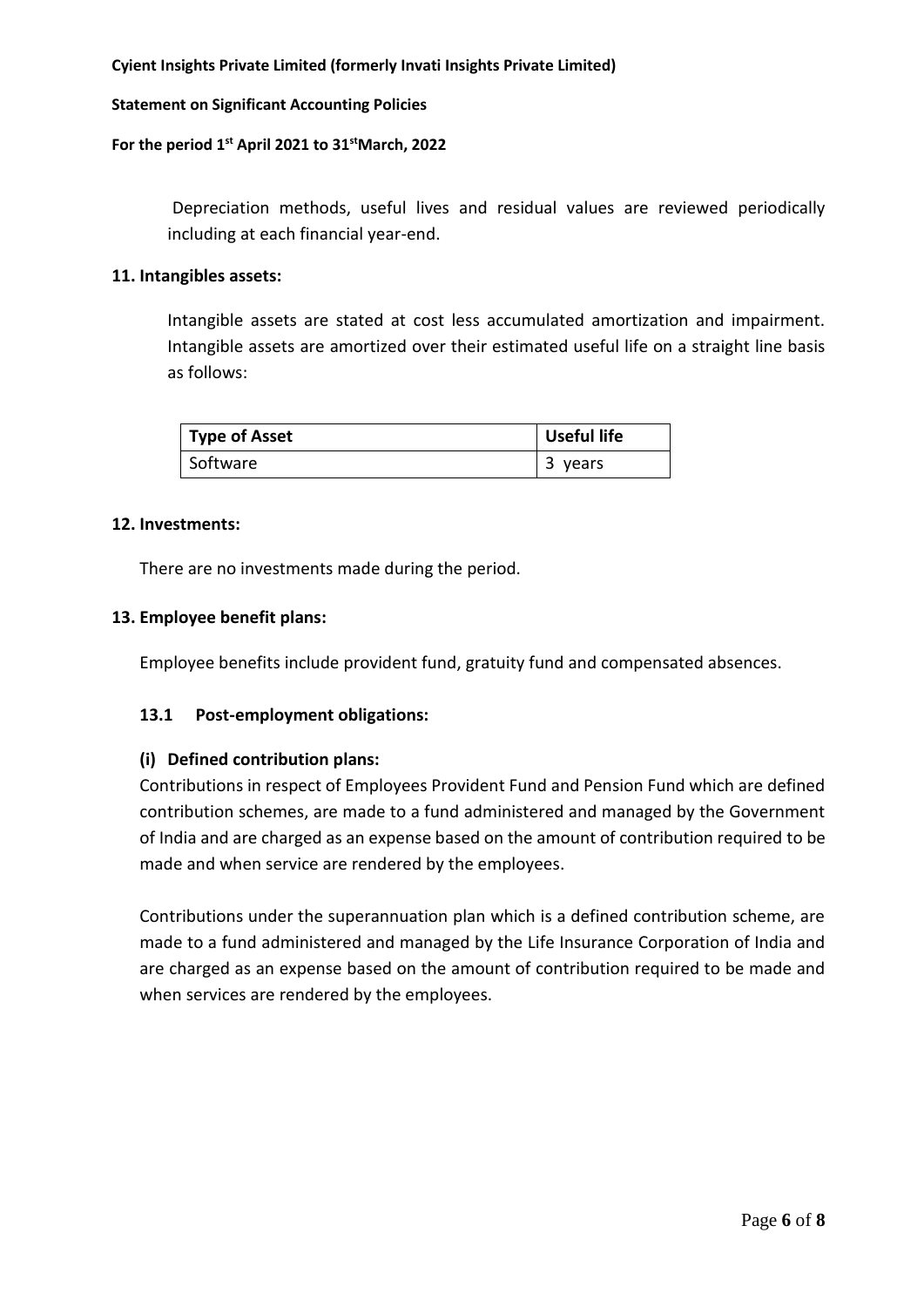Depreciation methods, useful lives and residual values are reviewed periodically including at each financial year-end.

### 11. Intangibles assets:

Intangible assets are stated at cost less accumulated amortization and impairment. Intangible assets are amortized over their estimated useful life on a straight line basis as follows:

| Type of Asset | Useful life |
|---|---|
| Software | 3 years |

### 12. Investments:

There are no investments made during the period.

### 13. Employee benefit plans:

Employee benefits include provident fund, gratuity fund and compensated absences.

#### 13.1 Post-employment obligations:

**(i) Defined contribution plans:**

Contributions in respect of Employees Provident Fund and Pension Fund which are defined contribution schemes, are made to a fund administered and managed by the Government of India and are charged as an expense based on the amount of contribution required to be made and when service are rendered by the employees.

Contributions under the superannuation plan which is a defined contribution scheme, are made to a fund administered and managed by the Life Insurance Corporation of India and are charged as an expense based on the amount of contribution required to be made and when services are rendered by the employees.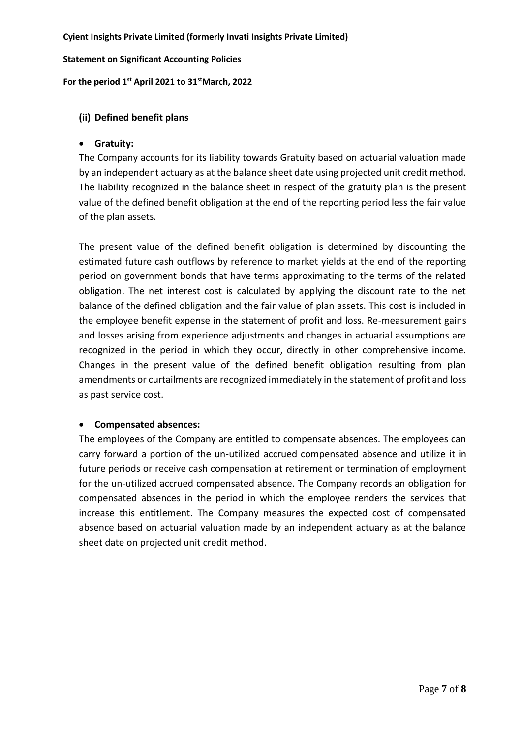### (ii) Defined benefit plans

- **Gratuity:**

The Company accounts for its liability towards Gratuity based on actuarial valuation made by an independent actuary as at the balance sheet date using projected unit credit method. The liability recognized in the balance sheet in respect of the gratuity plan is the present value of the defined benefit obligation at the end of the reporting period less the fair value of the plan assets.

The present value of the defined benefit obligation is determined by discounting the estimated future cash outflows by reference to market yields at the end of the reporting period on government bonds that have terms approximating to the terms of the related obligation. The net interest cost is calculated by applying the discount rate to the net balance of the defined obligation and the fair value of plan assets. This cost is included in the employee benefit expense in the statement of profit and loss. Re-measurement gains and losses arising from experience adjustments and changes in actuarial assumptions are recognized in the period in which they occur, directly in other comprehensive income. Changes in the present value of the defined benefit obligation resulting from plan amendments or curtailments are recognized immediately in the statement of profit and loss as past service cost.

- **Compensated absences:**

The employees of the Company are entitled to compensate absences. The employees can carry forward a portion of the un-utilized accrued compensated absence and utilize it in future periods or receive cash compensation at retirement or termination of employment for the un-utilized accrued compensated absence. The Company records an obligation for compensated absences in the period in which the employee renders the services that increase this entitlement. The Company measures the expected cost of compensated absence based on actuarial valuation made by an independent actuary as at the balance sheet date on projected unit credit method.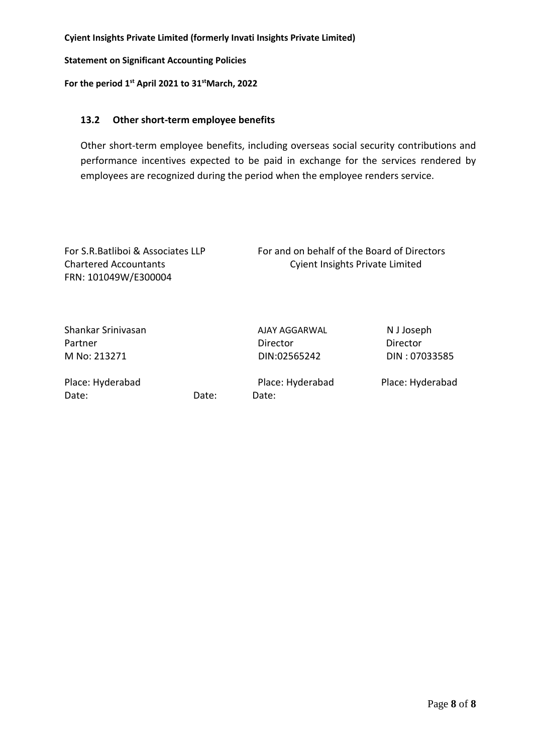### 13.2 Other short-term employee benefits

Other short-term employee benefits, including overseas social security contributions and performance incentives expected to be paid in exchange for the services rendered by employees are recognized during the period when the employee renders service.

| For S.R.Batliboi & Associates LLP | For and on behalf of the Board of Directors | |
|---|---|---|
| Chartered Accountants | Cyient Insights Private Limited | |
| FRN: 101049W/E300004 | | |
| | | |
| Shankar Srinivasan | AJAY AGGARWAL | N J Joseph |
| Partner | Director | Director |
| M No: 213271 | DIN:02565242 | DIN : 07033585 |
| | | |
| Place: Hyderabad | Place: Hyderabad | Place: Hyderabad |
| Date: | Date: | Date: |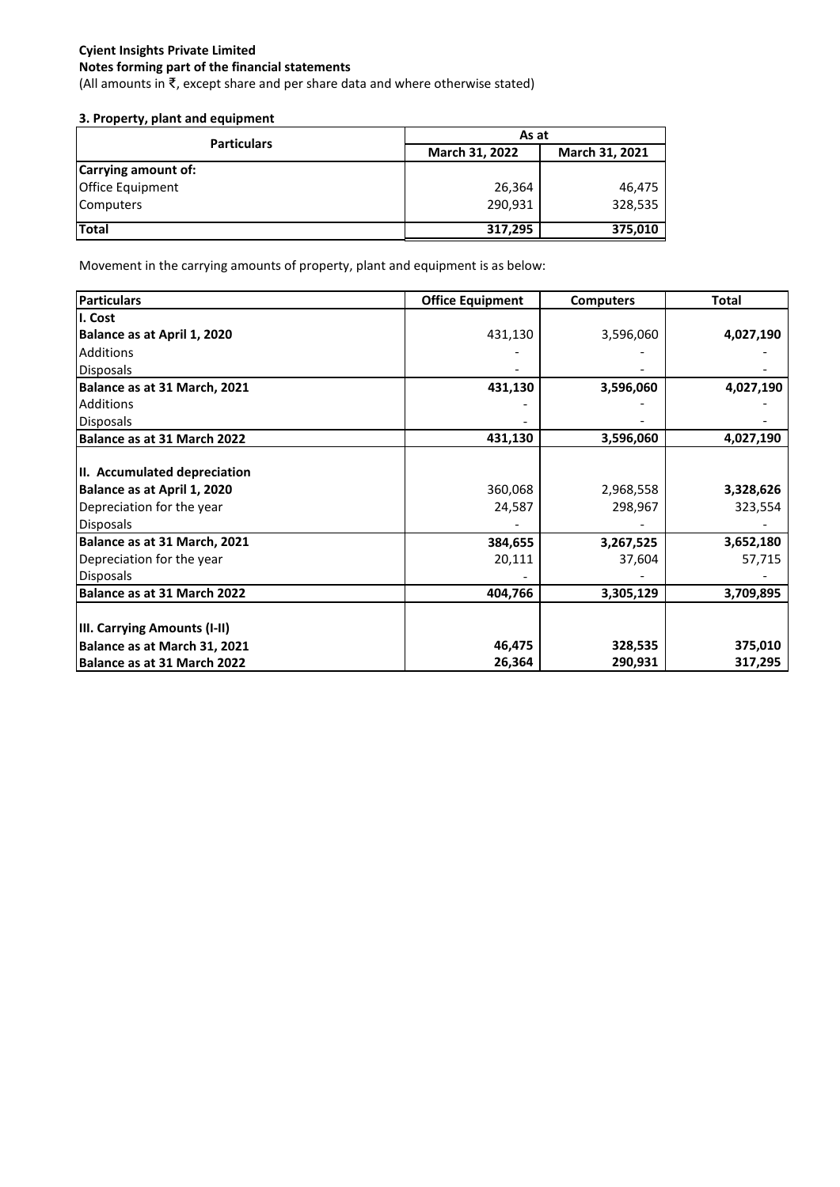**Cyient Insights Private Limited**

**Notes forming part of the financial statements**

(All amounts in ₹, except share and per share data and where otherwise stated)

### 3. Property, plant and equipment

| Particulars | As at | |
|---|---|---|
| | March 31, 2022 | March 31, 2021 |
| **Carrying amount of:** | | |
| Office Equipment | 26,364 | 46,475 |
| Computers | 290,931 | 328,535 |
| **Total** | **317,295** | **375,010** |

Movement in the carrying amounts of property, plant and equipment is as below:

| Particulars | Office Equipment | Computers | Total |
|---|---|---|---|
| **I. Cost** | | | |
| **Balance as at April 1, 2020** | 431,130 | 3,596,060 | **4,027,190** |
| Additions | - | - | - |
| Disposals | - | - | - |
| **Balance as at 31 March, 2021** | **431,130** | **3,596,060** | **4,027,190** |
| Additions | - | - | - |
| Disposals | - | - | - |
| **Balance as at 31 March 2022** | **431,130** | **3,596,060** | **4,027,190** |
| **II. Accumulated depreciation** | | | |
| **Balance as at April 1, 2020** | 360,068 | 2,968,558 | **3,328,626** |
| Depreciation for the year | 24,587 | 298,967 | 323,554 |
| Disposals | - | - | - |
| **Balance as at 31 March, 2021** | **384,655** | **3,267,525** | **3,652,180** |
| Depreciation for the year | 20,111 | 37,604 | 57,715 |
| Disposals | - | - | - |
| **Balance as at 31 March 2022** | **404,766** | **3,305,129** | **3,709,895** |
| **III. Carrying Amounts (I-II)** | | | |
| **Balance as at March 31, 2021** | **46,475** | **328,535** | **375,010** |
| **Balance as at 31 March 2022** | **26,364** | **290,931** | **317,295** |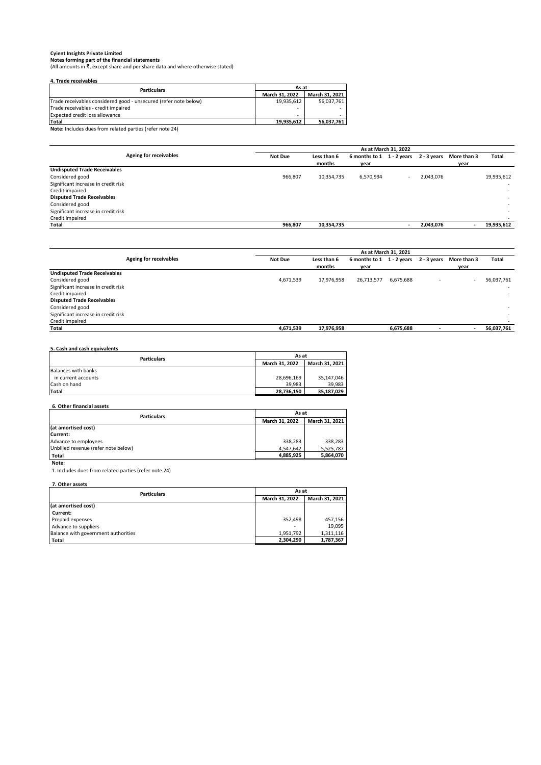**Cyient Insights Private Limited**
**Notes forming part of the financial statements**
(All amounts in ₹, except share and per share data and where otherwise stated)

**4. Trade receivables**

| Particulars | As at | |
|---|---|---|
| | March 31, 2022 | March 31, 2021 |
| Trade receivables considered good - unsecured (refer note below) | 19,935,612 | 56,037,761 |
| Trade receivables - credit impaired | - | - |
| Expected credit loss allowance | - | - |
| **Total** | **19,935,612** | **56,037,761** |

**Note:** Includes dues from related parties (refer note 24)

| Ageing for receivables | As at March 31, 2022 | | | | | | |
|---|---|---|---|---|---|---|---|
| | Not Due | Less than 6 months | 6 months to 1 year | 1 - 2 years | 2 - 3 years | More than 3 year | Total |
| **Undisputed Trade Receivables** | | | | | | | |
| Considered good | 966,807 | 10,354,735 | 6,570,994 | - | 2,043,076 | | 19,935,612 |
| Significant increase in credit risk | | | | | | | - |
| Credit impaired | | | | | | | - |
| **Disputed Trade Receivables** | | | | | | | |
| Considered good | | | | | | | - |
| Significant increase in credit risk | | | | | | | - |
| Credit impaired | | | | | | | - |
| **Total** | **966,807** | **10,354,735** | | **-** | **2,043,076** | **-** | **19,935,612** |

| Ageing for receivables | As at March 31, 2021 | | | | | | |
|---|---|---|---|---|---|---|---|
| | Not Due | Less than 6 months | 6 months to 1 year | 1 - 2 years | 2 - 3 years | More than 3 year | Total |
| **Undisputed Trade Receivables** | | | | | | | |
| Considered good | 4,671,539 | 17,976,958 | 26,713,577 | 6,675,688 | - | - | 56,037,761 |
| Significant increase in credit risk | | | | | | | - |
| Credit impaired | | | | | | | - |
| **Disputed Trade Receivables** | | | | | | | |
| Considered good | | | | | | | - |
| Significant increase in credit risk | | | | | | | - |
| Credit impaired | | | | | | | - |
| **Total** | **4,671,539** | **17,976,958** | | **6,675,688** | **-** | **-** | **56,037,761** |

**5. Cash and cash equivalents**

| Particulars | As at | |
|---|---|---|
| | March 31, 2022 | March 31, 2021 |
| Balances with banks | | |
| in current accounts | 28,696,169 | 35,147,046 |
| Cash on hand | 39,983 | 39,983 |
| **Total** | **28,736,150** | **35,187,029** |

**6. Other financial assets**

| Particulars | As at | |
|---|---|---|
| | March 31, 2022 | March 31, 2021 |
| **(at amortised cost)** | | |
| **Current:** | | |
| Advance to employees | 338,283 | 338,283 |
| Unbilled revenue (refer note below) | 4,547,642 | 5,525,787 |
| **Total** | **4,885,925** | **5,864,070** |

**Note:**

1. Includes dues from related parties (refer note 24)

**7. Other assets**

| Particulars | As at | |
|---|---|---|
| | March 31, 2022 | March 31, 2021 |
| **(at amortised cost)** | | |
| **Current:** | | |
| Prepaid expenses | 352,498 | 457,156 |
| Advance to suppliers | - | 19,095 |
| Balance with government authorities | 1,951,792 | 1,311,116 |
| **Total** | **2,304,290** | **1,787,367** |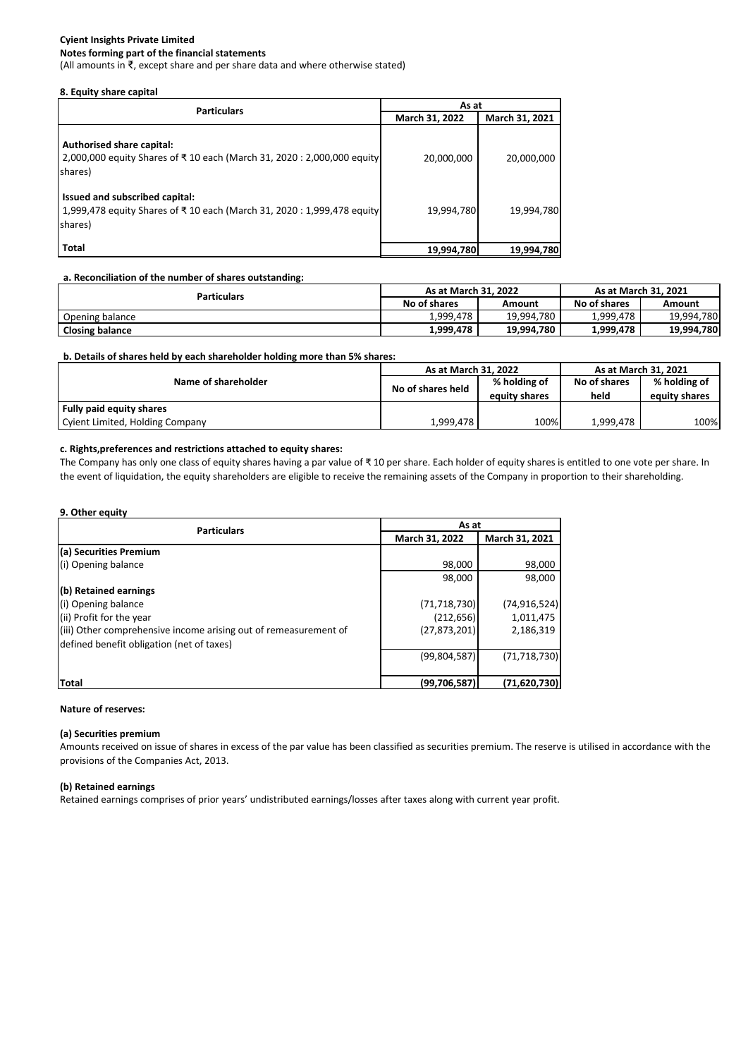**Cyient Insights Private Limited**

**Notes forming part of the financial statements**

(All amounts in ₹, except share and per share data and where otherwise stated)

**8. Equity share capital**

| Particulars | As at | |
|---|---|---|
| | March 31, 2022 | March 31, 2021 |
| **Authorised share capital:**<br>2,000,000 equity Shares of ₹ 10 each (March 31, 2020 : 2,000,000 equity shares) | 20,000,000 | 20,000,000 |
| **Issued and subscribed capital:**<br>1,999,478 equity Shares of ₹ 10 each (March 31, 2020 : 1,999,478 equity shares) | 19,994,780 | 19,994,780 |
| **Total** | **19,994,780** | **19,994,780** |

**a. Reconciliation of the number of shares outstanding:**

| Particulars | As at March 31, 2022 | | As at March 31, 2021 | |
|---|---|---|---|---|
| | No of shares | Amount | No of shares | Amount |
| Opening balance | 1,999,478 | 19,994,780 | 1,999,478 | 19,994,780 |
| **Closing balance** | **1,999,478** | **19,994,780** | **1,999,478** | **19,994,780** |

**b. Details of shares held by each shareholder holding more than 5% shares:**

| Name of shareholder | As at March 31, 2022 | | As at March 31, 2021 | |
|---|---|---|---|---|
| | No of shares held | % holding of equity shares | No of shares held | % holding of equity shares |
| **Fully paid equity shares** | | | | |
| Cyient Limited, Holding Company | 1,999,478 | 100% | 1,999,478 | 100% |

**c. Rights,preferences and restrictions attached to equity shares:**

The Company has only one class of equity shares having a par value of ₹ 10 per share. Each holder of equity shares is entitled to one vote per share. In the event of liquidation, the equity shareholders are eligible to receive the remaining assets of the Company in proportion to their shareholding.

**9. Other equity**

| Particulars | As at | |
|---|---|---|
| | March 31, 2022 | March 31, 2021 |
| **(a) Securities Premium** | | |
| (i) Opening balance | 98,000 | 98,000 |
| | 98,000 | 98,000 |
| **(b) Retained earnings** | | |
| (i) Opening balance | (71,718,730) | (74,916,524) |
| (ii) Profit for the year | (212,656) | 1,011,475 |
| (iii) Other comprehensive income arising out of remeasurement of defined benefit obligation (net of taxes) | (27,873,201) | 2,186,319 |
| | (99,804,587) | (71,718,730) |
| **Total** | **(99,706,587)** | **(71,620,730)** |

**Nature of reserves:**

**(a) Securities premium**

Amounts received on issue of shares in excess of the par value has been classified as securities premium. The reserve is utilised in accordance with the provisions of the Companies Act, 2013.

**(b) Retained earnings**

Retained earnings comprises of prior years' undistributed earnings/losses after taxes along with current year profit.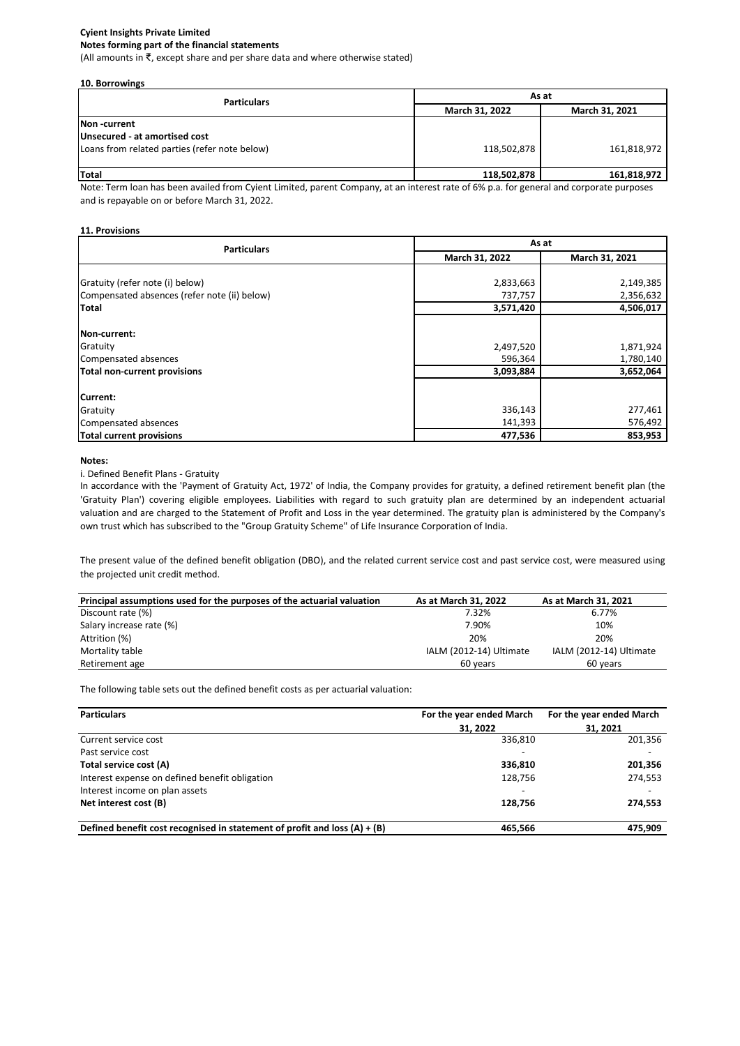**Cyient Insights Private Limited**
**Notes forming part of the financial statements**
(All amounts in ₹, except share and per share data and where otherwise stated)

**10. Borrowings**

| Particulars | As at | |
|---|---|---|
| | March 31, 2022 | March 31, 2021 |
| **Non -current** | | |
| **Unsecured - at amortised cost** | | |
| Loans from related parties (refer note below) | 118,502,878 | 161,818,972 |
| **Total** | **118,502,878** | **161,818,972** |

Note: Term loan has been availed from Cyient Limited, parent Company, at an interest rate of 6% p.a. for general and corporate purposes and is repayable on or before March 31, 2022.

**11. Provisions**

| Particulars | As at | |
|---|---|---|
| | March 31, 2022 | March 31, 2021 |
| Gratuity (refer note (i) below) | 2,833,663 | 2,149,385 |
| Compensated absences (refer note (ii) below) | 737,757 | 2,356,632 |
| **Total** | **3,571,420** | **4,506,017** |
| **Non-current:** | | |
| Gratuity | 2,497,520 | 1,871,924 |
| Compensated absences | 596,364 | 1,780,140 |
| **Total non-current provisions** | **3,093,884** | **3,652,064** |
| **Current:** | | |
| Gratuity | 336,143 | 277,461 |
| Compensated absences | 141,393 | 576,492 |
| **Total current provisions** | **477,536** | **853,953** |

**Notes:**

i. Defined Benefit Plans - Gratuity

In accordance with the 'Payment of Gratuity Act, 1972' of India, the Company provides for gratuity, a defined retirement benefit plan (the 'Gratuity Plan') covering eligible employees. Liabilities with regard to such gratuity plan are determined by an independent actuarial valuation and are charged to the Statement of Profit and Loss in the year determined. The gratuity plan is administered by the Company's own trust which has subscribed to the "Group Gratuity Scheme" of Life Insurance Corporation of India.

The present value of the defined benefit obligation (DBO), and the related current service cost and past service cost, were measured using the projected unit credit method.

| Principal assumptions used for the purposes of the actuarial valuation | As at March 31, 2022 | As at March 31, 2021 |
|---|---|---|
| Discount rate (%) | 7.32% | 6.77% |
| Salary increase rate (%) | 7.90% | 10% |
| Attrition (%) | 20% | 20% |
| Mortality table | IALM (2012-14) Ultimate | IALM (2012-14) Ultimate |
| Retirement age | 60 years | 60 years |

The following table sets out the defined benefit costs as per actuarial valuation:

| Particulars | For the year ended March 31, 2022 | For the year ended March 31, 2021 |
|---|---|---|
| Current service cost | 336,810 | 201,356 |
| Past service cost | - | - |
| **Total service cost (A)** | **336,810** | **201,356** |
| Interest expense on defined benefit obligation | 128,756 | 274,553 |
| Interest income on plan assets | - | - |
| **Net interest cost (B)** | **128,756** | **274,553** |
| **Defined benefit cost recognised in statement of profit and loss (A) + (B)** | **465,566** | **475,909** |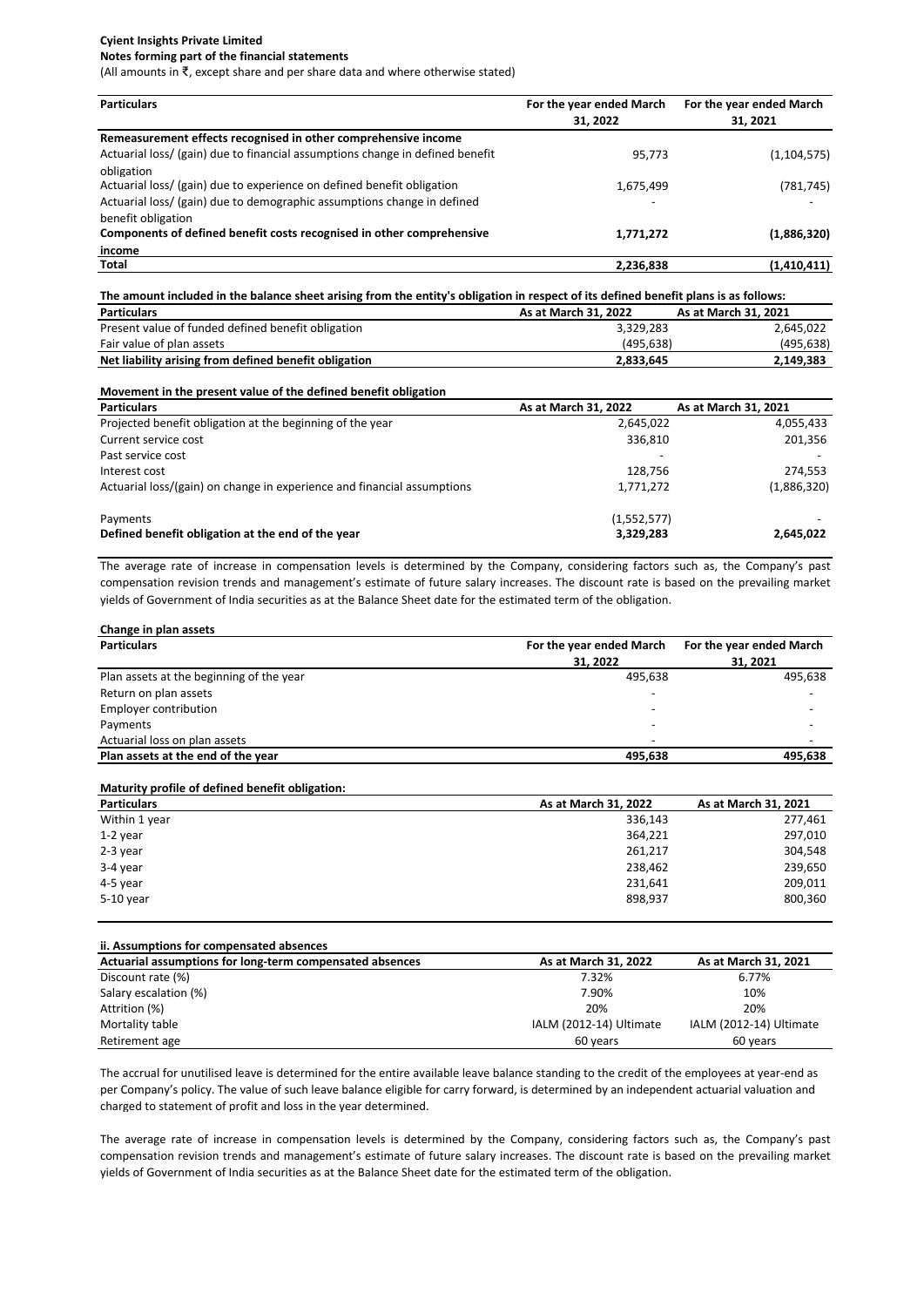**Cyient Insights Private Limited**
**Notes forming part of the financial statements**
(All amounts in ₹, except share and per share data and where otherwise stated)

| Particulars | For the year ended March 31, 2022 | For the year ended March 31, 2021 |
|---|---|---|
| **Remeasurement effects recognised in other comprehensive income** | | |
| Actuarial loss/ (gain) due to financial assumptions change in defined benefit obligation | 95,773 | (1,104,575) |
| Actuarial loss/ (gain) due to experience on defined benefit obligation | 1,675,499 | (781,745) |
| Actuarial loss/ (gain) due to demographic assumptions change in defined benefit obligation | - | - |
| **Components of defined benefit costs recognised in other comprehensive income** | **1,771,272** | **(1,886,320)** |
| **Total** | **2,236,838** | **(1,410,411)** |

**The amount included in the balance sheet arising from the entity's obligation in respect of its defined benefit plans is as follows:**

| Particulars | As at March 31, 2022 | As at March 31, 2021 |
|---|---|---|
| Present value of funded defined benefit obligation | 3,329,283 | 2,645,022 |
| Fair value of plan assets | (495,638) | (495,638) |
| **Net liability arising from defined benefit obligation** | **2,833,645** | **2,149,383** |

**Movement in the present value of the defined benefit obligation**

| Particulars | As at March 31, 2022 | As at March 31, 2021 |
|---|---|---|
| Projected benefit obligation at the beginning of the year | 2,645,022 | 4,055,433 |
| Current service cost | 336,810 | 201,356 |
| Past service cost | - | - |
| Interest cost | 128,756 | 274,553 |
| Actuarial loss/(gain) on change in experience and financial assumptions | 1,771,272 | (1,886,320) |
| Payments | (1,552,577) | - |
| **Defined benefit obligation at the end of the year** | **3,329,283** | **2,645,022** |

The average rate of increase in compensation levels is determined by the Company, considering factors such as, the Company's past compensation revision trends and management's estimate of future salary increases. The discount rate is based on the prevailing market yields of Government of India securities as at the Balance Sheet date for the estimated term of the obligation.

**Change in plan assets**

| Particulars | For the year ended March 31, 2022 | For the year ended March 31, 2021 |
|---|---|---|
| Plan assets at the beginning of the year | 495,638 | 495,638 |
| Return on plan assets | - | - |
| Employer contribution | - | - |
| Payments | - | - |
| Actuarial loss on plan assets | - | - |
| **Plan assets at the end of the year** | **495,638** | **495,638** |

**Maturity profile of defined benefit obligation:**

| Particulars | As at March 31, 2022 | As at March 31, 2021 |
|---|---|---|
| Within 1 year | 336,143 | 277,461 |
| 1-2 year | 364,221 | 297,010 |
| 2-3 year | 261,217 | 304,548 |
| 3-4 year | 238,462 | 239,650 |
| 4-5 year | 231,641 | 209,011 |
| 5-10 year | 898,937 | 800,360 |

**ii. Assumptions for compensated absences**

| Actuarial assumptions for long-term compensated absences | As at March 31, 2022 | As at March 31, 2021 |
|---|---|---|
| Discount rate (%) | 7.32% | 6.77% |
| Salary escalation (%) | 7.90% | 10% |
| Attrition (%) | 20% | 20% |
| Mortality table | IALM (2012-14) Ultimate | IALM (2012-14) Ultimate |
| Retirement age | 60 years | 60 years |

The accrual for unutilised leave is determined for the entire available leave balance standing to the credit of the employees at year-end as per Company's policy. The value of such leave balance eligible for carry forward, is determined by an independent actuarial valuation and charged to statement of profit and loss in the year determined.

The average rate of increase in compensation levels is determined by the Company, considering factors such as, the Company's past compensation revision trends and management's estimate of future salary increases. The discount rate is based on the prevailing market yields of Government of India securities as at the Balance Sheet date for the estimated term of the obligation.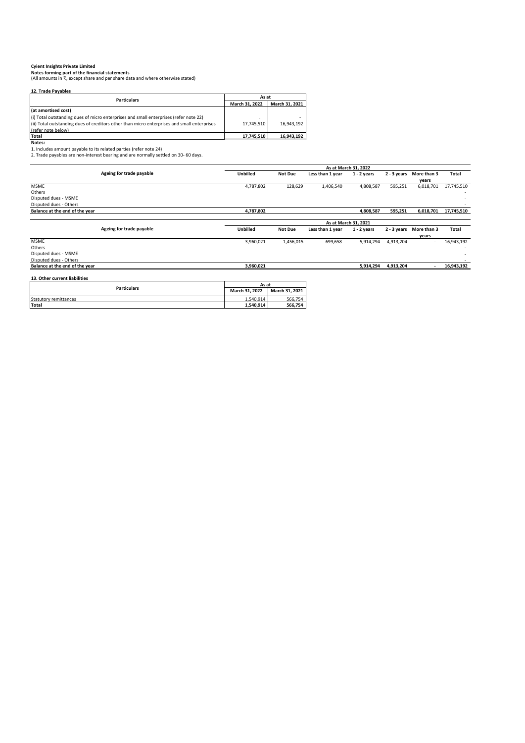**Cyient Insights Private Limited**
**Notes forming part of the financial statements**
(All amounts in ₹, except share and per share data and where otherwise stated)

**12. Trade Payables**

| Particulars | As at | |
|---|---|---|
| | March 31, 2022 | March 31, 2021 |
| **(at amortised cost)** | | |
| (i) Total outstanding dues of micro enterprises and small enterprises (refer note 22) | - | - |
| (ii) Total outstanding dues of creditors other than micro enterprises and small enterprises (refer note below) | 17,745,510 | 16,943,192 |
| **Total** | **17,745,510** | **16,943,192** |

**Notes:**

1. Includes amount payable to its related parties (refer note 24)
2. Trade payables are non-interest bearing and are normally settled on 30- 60 days.

| Ageing for trade payable | As at March 31, 2022 | | | | | | |
|---|---|---|---|---|---|---|---|
| | Unbilled | Not Due | Less than 1 year | 1 - 2 years | 2 - 3 years | More than 3 years | Total |
| MSME | 4,787,802 | 128,629 | 1,406,540 | 4,808,587 | 595,251 | 6,018,701 | 17,745,510 |
| Others | | | | | | | - |
| Disputed dues - MSME | | | | | | | - |
| Disputed dues - Others | | | | | | | - |
| **Balance at the end of the year** | **4,787,802** | | | **4,808,587** | **595,251** | **6,018,701** | **17,745,510** |

| Ageing for trade payable | As at March 31, 2021 | | | | | | |
|---|---|---|---|---|---|---|---|
| | Unbilled | Not Due | Less than 1 year | 1 - 2 years | 2 - 3 years | More than 3 years | Total |
| MSME | 3,960,021 | 1,456,015 | 699,658 | 5,914,294 | 4,913,204 | - | 16,943,192 |
| Others | | | | | | | - |
| Disputed dues - MSME | | | | | | | - |
| Disputed dues - Others | | | | | | | - |
| **Balance at the end of the year** | **3,960,021** | | | **5,914,294** | **4,913,204** | **-** | **16,943,192** |

**13. Other current liabilities**

| Particulars | As at | |
|---|---|---|
| | March 31, 2022 | March 31, 2021 |
| Statutory remittances | 1,540,914 | 566,754 |
| **Total** | **1,540,914** | **566,754** |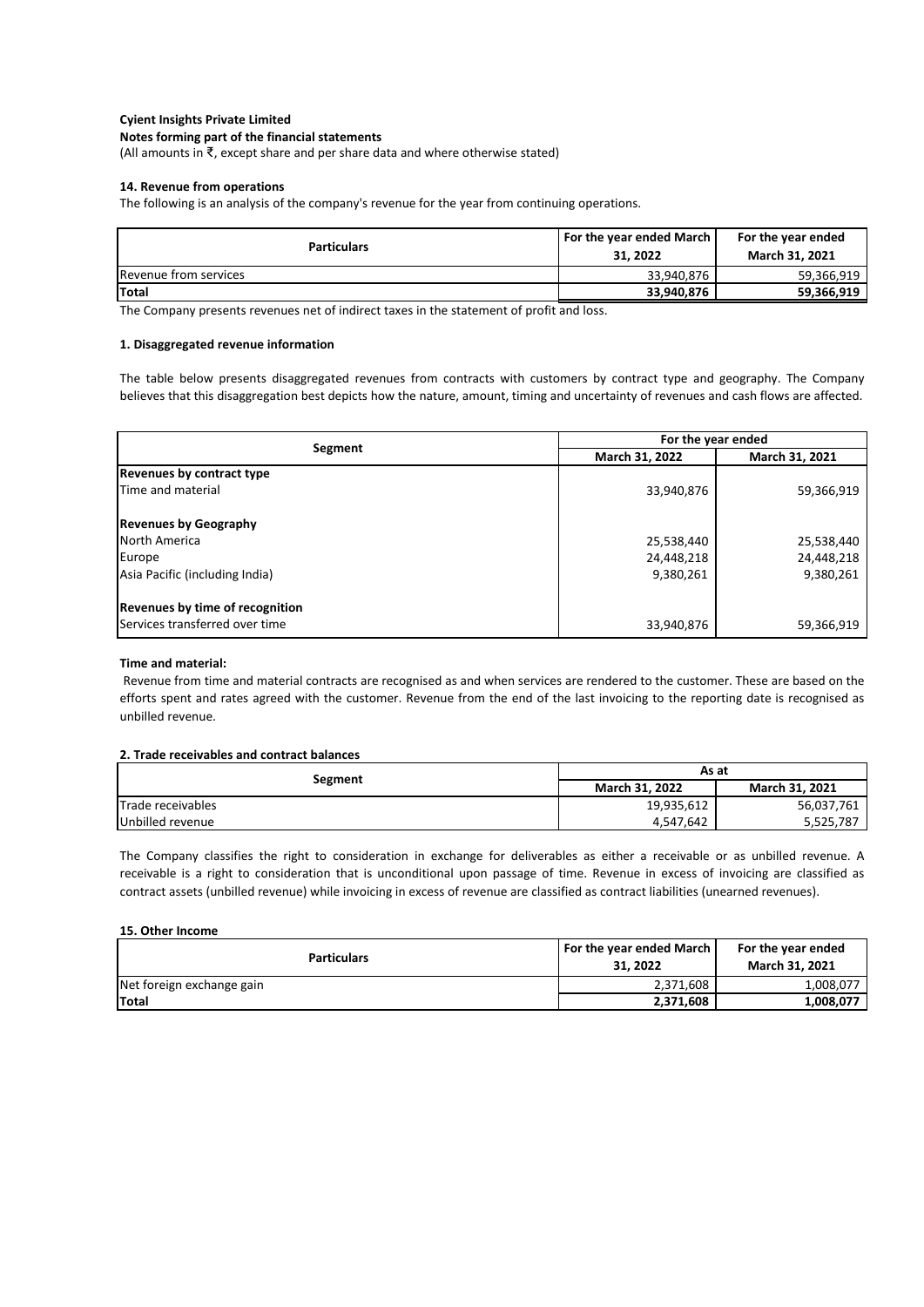**Cyient Insights Private Limited**

**Notes forming part of the financial statements**

(All amounts in ₹, except share and per share data and where otherwise stated)

**14. Revenue from operations**

The following is an analysis of the company's revenue for the year from continuing operations.

| Particulars | For the year ended March 31, 2022 | For the year ended March 31, 2021 |
|---|---|---|
| Revenue from services | 33,940,876 | 59,366,919 |
| **Total** | **33,940,876** | **59,366,919** |

The Company presents revenues net of indirect taxes in the statement of profit and loss.

**1. Disaggregated revenue information**

The table below presents disaggregated revenues from contracts with customers by contract type and geography. The Company believes that this disaggregation best depicts how the nature, amount, timing and uncertainty of revenues and cash flows are affected.

| Segment | For the year ended | |
|---|---|---|
| | March 31, 2022 | March 31, 2021 |
| **Revenues by contract type** | | |
| Time and material | 33,940,876 | 59,366,919 |
| **Revenues by Geography** | | |
| North America | 25,538,440 | 25,538,440 |
| Europe | 24,448,218 | 24,448,218 |
| Asia Pacific (including India) | 9,380,261 | 9,380,261 |
| **Revenues by time of recognition** | | |
| Services transferred over time | 33,940,876 | 59,366,919 |

**Time and material:**

Revenue from time and material contracts are recognised as and when services are rendered to the customer. These are based on the efforts spent and rates agreed with the customer. Revenue from the end of the last invoicing to the reporting date is recognised as unbilled revenue.

**2. Trade receivables and contract balances**

| Segment | As at | |
|---|---|---|
| | March 31, 2022 | March 31, 2021 |
| Trade receivables | 19,935,612 | 56,037,761 |
| Unbilled revenue | 4,547,642 | 5,525,787 |

The Company classifies the right to consideration in exchange for deliverables as either a receivable or as unbilled revenue. A receivable is a right to consideration that is unconditional upon passage of time. Revenue in excess of invoicing are classified as contract assets (unbilled revenue) while invoicing in excess of revenue are classified as contract liabilities (unearned revenues).

**15. Other Income**

| Particulars | For the year ended March 31, 2022 | For the year ended March 31, 2021 |
|---|---|---|
| Net foreign exchange gain | 2,371,608 | 1,008,077 |
| **Total** | **2,371,608** | **1,008,077** |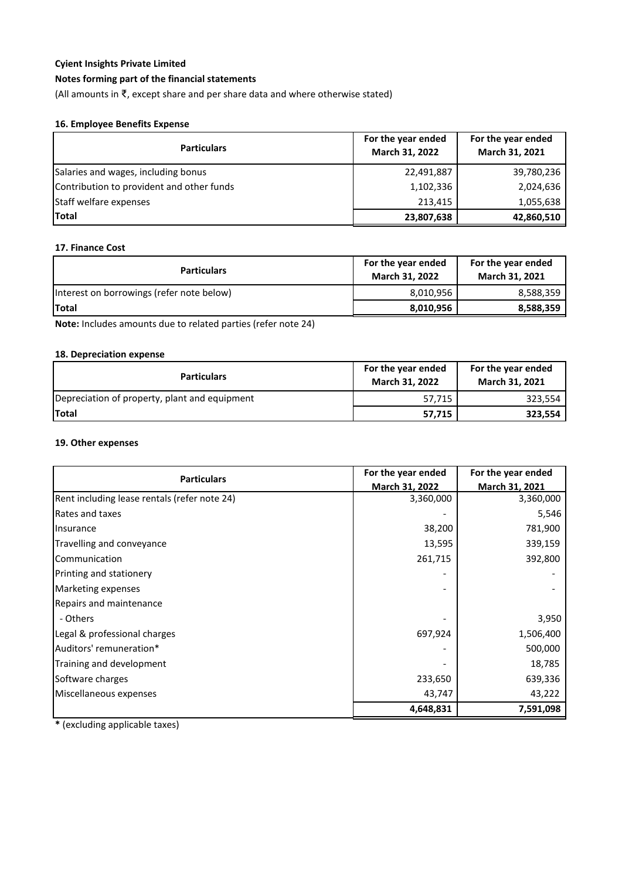**Cyient Insights Private Limited**

**Notes forming part of the financial statements**

(All amounts in ₹, except share and per share data and where otherwise stated)

### 16. Employee Benefits Expense

| Particulars | For the year ended March 31, 2022 | For the year ended March 31, 2021 |
|---|---|---|
| Salaries and wages, including bonus | 22,491,887 | 39,780,236 |
| Contribution to provident and other funds | 1,102,336 | 2,024,636 |
| Staff welfare expenses | 213,415 | 1,055,638 |
| **Total** | **23,807,638** | **42,860,510** |

### 17. Finance Cost

| Particulars | For the year ended March 31, 2022 | For the year ended March 31, 2021 |
|---|---|---|
| Interest on borrowings (refer note below) | 8,010,956 | 8,588,359 |
| **Total** | **8,010,956** | **8,588,359** |

**Note:** Includes amounts due to related parties (refer note 24)

### 18. Depreciation expense

| Particulars | For the year ended March 31, 2022 | For the year ended March 31, 2021 |
|---|---|---|
| Depreciation of property, plant and equipment | 57,715 | 323,554 |
| **Total** | **57,715** | **323,554** |

### 19. Other expenses

| Particulars | For the year ended March 31, 2022 | For the year ended March 31, 2021 |
|---|---|---|
| Rent including lease rentals (refer note 24) | 3,360,000 | 3,360,000 |
| Rates and taxes | - | 5,546 |
| Insurance | 38,200 | 781,900 |
| Travelling and conveyance | 13,595 | 339,159 |
| Communication | 261,715 | 392,800 |
| Printing and stationery | - | - |
| Marketing expenses | - | - |
| Repairs and maintenance | | |
| - Others | - | 3,950 |
| Legal & professional charges | 697,924 | 1,506,400 |
| Auditors' remuneration* | - | 500,000 |
| Training and development | - | 18,785 |
| Software charges | 233,650 | 639,336 |
| Miscellaneous expenses | 43,747 | 43,222 |
| | **4,648,831** | **7,591,098** |

**\*** (excluding applicable taxes)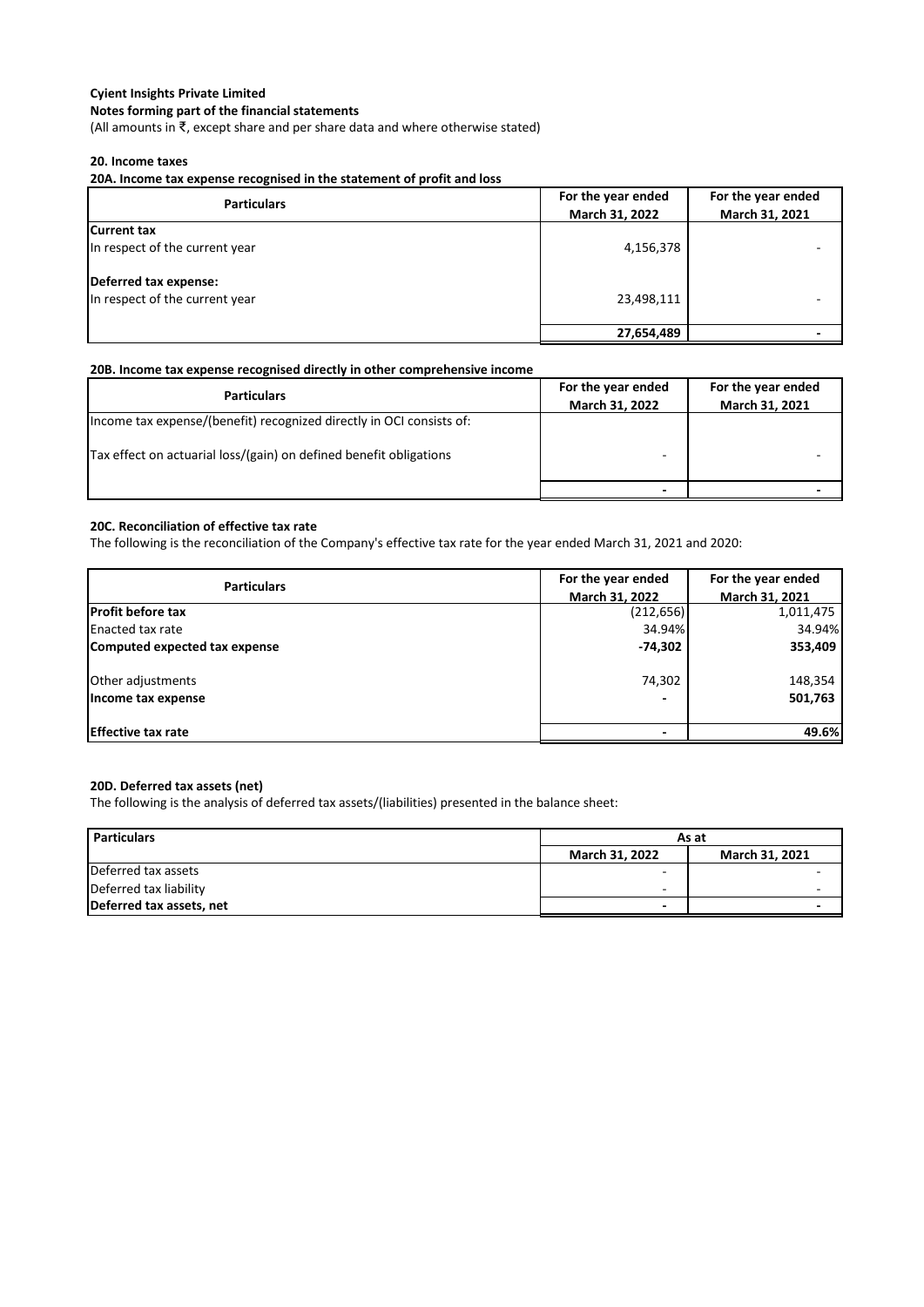**Cyient Insights Private Limited**

**Notes forming part of the financial statements**

(All amounts in ₹, except share and per share data and where otherwise stated)

**20. Income taxes**

**20A. Income tax expense recognised in the statement of profit and loss**

| Particulars | For the year ended March 31, 2022 | For the year ended March 31, 2021 |
|---|---|---|
| **Current tax** | | |
| In respect of the current year | 4,156,378 | - |
| **Deferred tax expense:** | | |
| In respect of the current year | 23,498,111 | - |
| | **27,654,489** | **-** |

**20B. Income tax expense recognised directly in other comprehensive income**

| Particulars | For the year ended March 31, 2022 | For the year ended March 31, 2021 |
|---|---|---|
| Income tax expense/(benefit) recognized directly in OCI consists of: | | |
| Tax effect on actuarial loss/(gain) on defined benefit obligations | - | - |
| | **-** | **-** |

**20C. Reconciliation of effective tax rate**

The following is the reconciliation of the Company's effective tax rate for the year ended March 31, 2021 and 2020:

| Particulars | For the year ended March 31, 2022 | For the year ended March 31, 2021 |
|---|---|---|
| **Profit before tax** | (212,656) | 1,011,475 |
| Enacted tax rate | 34.94% | 34.94% |
| **Computed expected tax expense** | **-74,302** | **353,409** |
| Other adjustments | 74,302 | 148,354 |
| **Income tax expense** | **-** | **501,763** |
| **Effective tax rate** | **-** | **49.6%** |

**20D. Deferred tax assets (net)**

The following is the analysis of deferred tax assets/(liabilities) presented in the balance sheet:

| Particulars | As at | |
|---|---|---|
| | March 31, 2022 | March 31, 2021 |
| Deferred tax assets | - | - |
| Deferred tax liability | - | - |
| **Deferred tax assets, net** | **-** | **-** |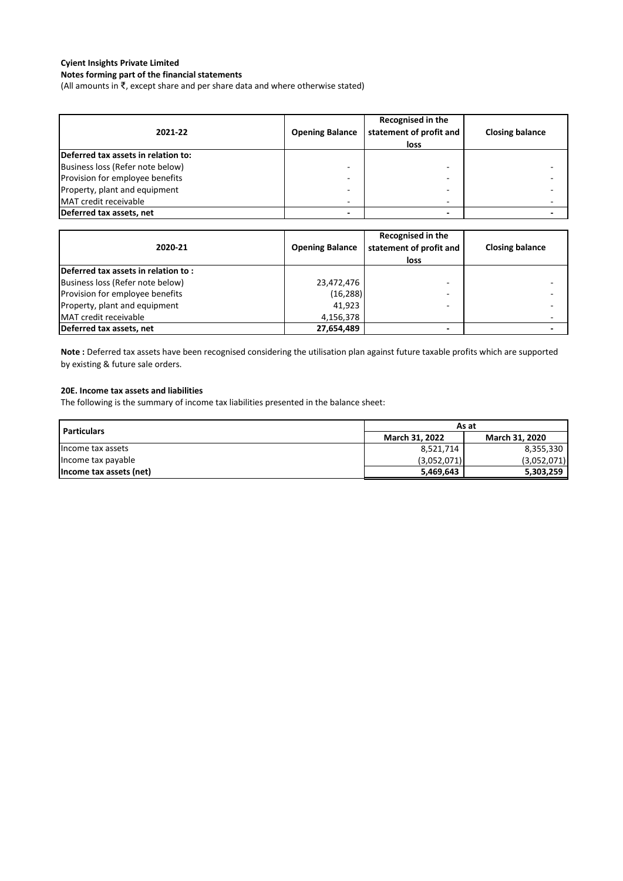**Cyient Insights Private Limited**

**Notes forming part of the financial statements**

(All amounts in ₹, except share and per share data and where otherwise stated)

| 2021-22 | Opening Balance | Recognised in the statement of profit and loss | Closing balance |
|---|---|---|---|
| **Deferred tax assets in relation to:** | | | |
| Business loss (Refer note below) | - | - | - |
| Provision for employee benefits | - | - | - |
| Property, plant and equipment | - | - | - |
| MAT credit receivable | - | - | - |
| **Deferred tax assets, net** | **-** | **-** | **-** |

| 2020-21 | Opening Balance | Recognised in the statement of profit and loss | Closing balance |
|---|---|---|---|
| **Deferred tax assets in relation to :** | | | |
| Business loss (Refer note below) | 23,472,476 | - | - |
| Provision for employee benefits | (16,288) | - | - |
| Property, plant and equipment | 41,923 | - | - |
| MAT credit receivable | 4,156,378 | | - |
| **Deferred tax assets, net** | **27,654,489** | **-** | **-** |

**Note :** Deferred tax assets have been recognised considering the utilisation plan against future taxable profits which are supported by existing & future sale orders.

**20E. Income tax assets and liabilities**

The following is the summary of income tax liabilities presented in the balance sheet:

| Particulars | As at | |
|---|---|---|
| | **March 31, 2022** | **March 31, 2020** |
| Income tax assets | 8,521,714 | 8,355,330 |
| Income tax payable | (3,052,071) | (3,052,071) |
| **Income tax assets (net)** | **5,469,643** | **5,303,259** |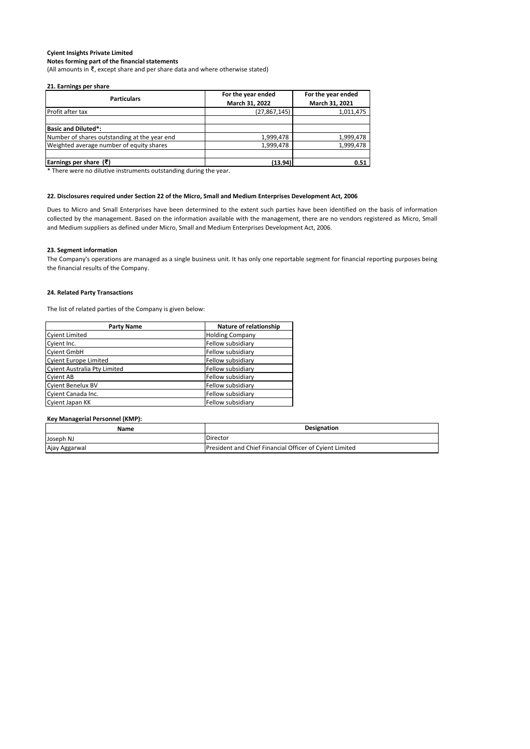**Cyient Insights Private Limited**
**Notes forming part of the financial statements**
(All amounts in ₹, except share and per share data and where otherwise stated)

### 21. Earnings per share

| Particulars | For the year ended March 31, 2022 | For the year ended March 31, 2021 |
|---|---|---|
| Profit after tax | (27,867,145) | 1,011,475 |
| | | |
| **Basic and Diluted*:** | | |
| Number of shares outstanding at the year end | 1,999,478 | 1,999,478 |
| Weighted average number of equity shares | 1,999,478 | 1,999,478 |
| | | |
| **Earnings per share (₹)** | **(13.94)** | **0.51** |

* There were no dilutive instruments outstanding during the year.

### 22. Disclosures required under Section 22 of the Micro, Small and Medium Enterprises Development Act, 2006

Dues to Micro and Small Enterprises have been determined to the extent such parties have been identified on the basis of information collected by the management. Based on the information available with the management, there are no vendors registered as Micro, Small and Medium suppliers as defined under Micro, Small and Medium Enterprises Development Act, 2006.

### 23. Segment information

The Company's operations are managed as a single business unit. It has only one reportable segment for financial reporting purposes being the financial results of the Company.

### 24. Related Party Transactions

The list of related parties of the Company is given below:

| Party Name | Nature of relationship |
|---|---|
| Cyient Limited | Holding Company |
| Cyient Inc. | Fellow subsidiary |
| Cyient GmbH | Fellow subsidiary |
| Cyient Europe Limited | Fellow subsidiary |
| Cyient Australia Pty Limited | Fellow subsidiary |
| Cyient AB | Fellow subsidiary |
| Cyient Benelux BV | Fellow subsidiary |
| Cyient Canada Inc. | Fellow subsidiary |
| Cyient Japan KK | Fellow subsidiary |

**Key Managerial Personnel (KMP):**

| Name | Designation |
|---|---|
| Joseph NJ | Director |
| Ajay Aggarwal | President and Chief Financial Officer of Cyient Limited |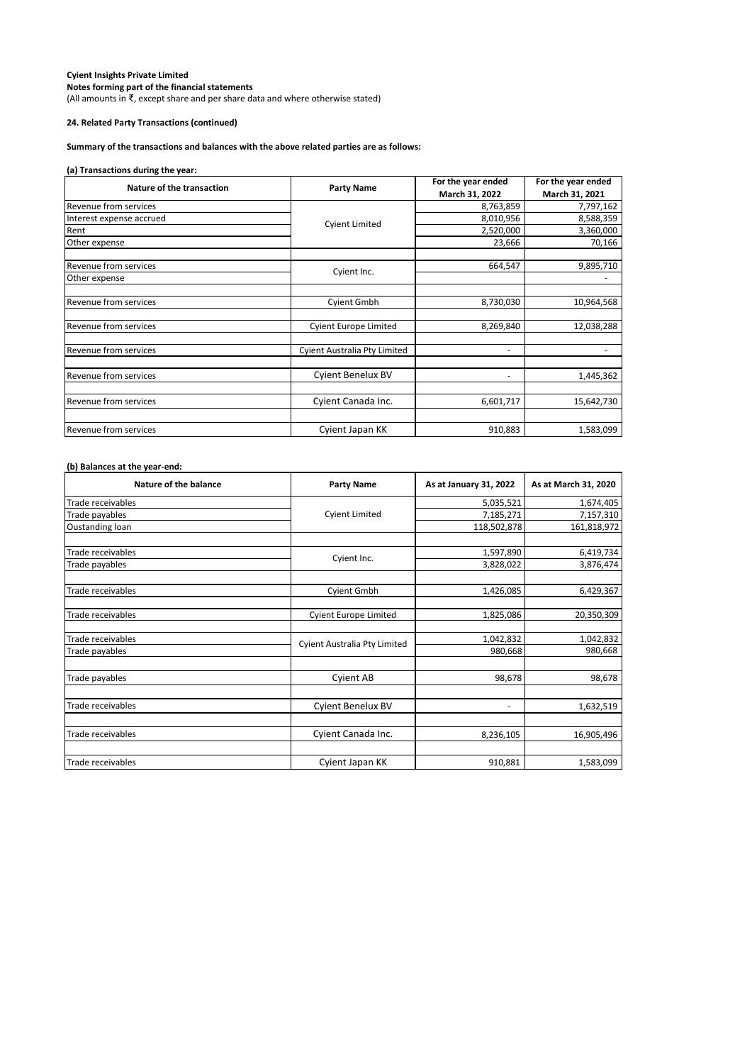**Cyient Insights Private Limited**
**Notes forming part of the financial statements**
(All amounts in ₹, except share and per share data and where otherwise stated)

**24. Related Party Transactions (continued)**

**Summary of the transactions and balances with the above related parties are as follows:**

**(a) Transactions during the year:**

| Nature of the transaction | Party Name | For the year ended March 31, 2022 | For the year ended March 31, 2021 |
|---|---|---|---|
| Revenue from services | Cyient Limited | 8,763,859 | 7,797,162 |
| Interest expense accrued | | 8,010,956 | 8,588,359 |
| Rent | | 2,520,000 | 3,360,000 |
| Other expense | | 23,666 | 70,166 |
| | | | |
| Revenue from services | Cyient Inc. | 664,547 | 9,895,710 |
| Other expense | | | - |
| | | | |
| Revenue from services | Cyient Gmbh | 8,730,030 | 10,964,568 |
| | | | |
| Revenue from services | Cyient Europe Limited | 8,269,840 | 12,038,288 |
| | | | |
| Revenue from services | Cyient Australia Pty Limited | - | - |
| | | | |
| Revenue from services | Cyient Benelux BV | - | 1,445,362 |
| | | | |
| Revenue from services | Cyient Canada Inc. | 6,601,717 | 15,642,730 |
| | | | |
| Revenue from services | Cyient Japan KK | 910,883 | 1,583,099 |

**(b) Balances at the year-end:**

| Nature of the balance | Party Name | As at January 31, 2022 | As at March 31, 2020 |
|---|---|---|---|
| Trade receivables | Cyient Limited | 5,035,521 | 1,674,405 |
| Trade payables | | 7,185,271 | 7,157,310 |
| Oustanding loan | | 118,502,878 | 161,818,972 |
| | | | |
| Trade receivables | Cyient Inc. | 1,597,890 | 6,419,734 |
| Trade payables | | 3,828,022 | 3,876,474 |
| | | | |
| Trade receivables | Cyient Gmbh | 1,426,085 | 6,429,367 |
| | | | |
| Trade receivables | Cyient Europe Limited | 1,825,086 | 20,350,309 |
| | | | |
| Trade receivables | Cyient Australia Pty Limited | 1,042,832 | 1,042,832 |
| Trade payables | | 980,668 | 980,668 |
| | | | |
| Trade payables | Cyient AB | 98,678 | 98,678 |
| | | | |
| Trade receivables | Cyient Benelux BV | - | 1,632,519 |
| | | | |
| Trade receivables | Cyient Canada Inc. | 8,236,105 | 16,905,496 |
| | | | |
| Trade receivables | Cyient Japan KK | 910,881 | 1,583,099 |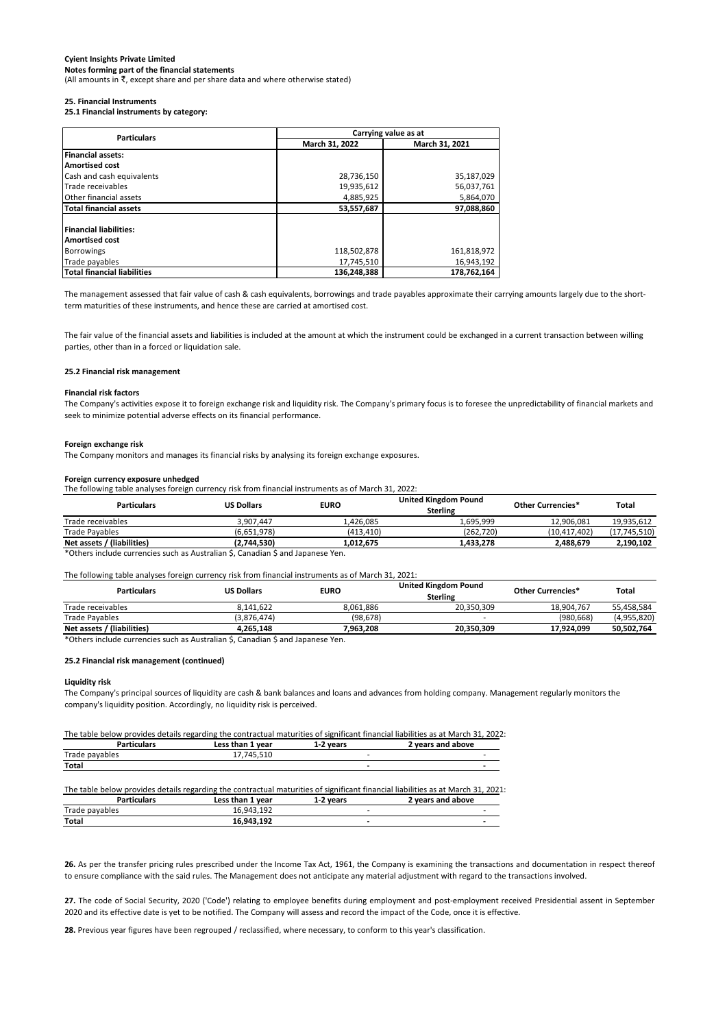**Cyient Insights Private Limited**
**Notes forming part of the financial statements**
(All amounts in ₹, except share and per share data and where otherwise stated)

### 25. Financial Instruments

#### 25.1 Financial instruments by category:

| Particulars | Carrying value as at | |
|---|---|---|
| | March 31, 2022 | March 31, 2021 |
| **Financial assets:** | | |
| **Amortised cost** | | |
| Cash and cash equivalents | 28,736,150 | 35,187,029 |
| Trade receivables | 19,935,612 | 56,037,761 |
| Other financial assets | 4,885,925 | 5,864,070 |
| **Total financial assets** | **53,557,687** | **97,088,860** |
| **Financial liabilities:** | | |
| **Amortised cost** | | |
| Borrowings | 118,502,878 | 161,818,972 |
| Trade payables | 17,745,510 | 16,943,192 |
| **Total financial liabilities** | **136,248,388** | **178,762,164** |

The management assessed that fair value of cash & cash equivalents, borrowings and trade payables approximate their carrying amounts largely due to the short-term maturities of these instruments, and hence these are carried at amortised cost.

The fair value of the financial assets and liabilities is included at the amount at which the instrument could be exchanged in a current transaction between willing parties, other than in a forced or liquidation sale.

#### 25.2 Financial risk management

**Financial risk factors**

The Company's activities expose it to foreign exchange risk and liquidity risk. The Company's primary focus is to foresee the unpredictability of financial markets and seek to minimize potential adverse effects on its financial performance.

**Foreign exchange risk**

The Company monitors and manages its financial risks by analysing its foreign exchange exposures.

**Foreign currency exposure unhedged**

The following table analyses foreign currency risk from financial instruments as of March 31, 2022:

| Particulars | US Dollars | EURO | United Kingdom Pound Sterling | Other Currencies* | Total |
|---|---|---|---|---|---|
| Trade receivables | 3,907,447 | 1,426,085 | 1,695,999 | 12,906,081 | 19,935,612 |
| Trade Payables | (6,651,978) | (413,410) | (262,720) | (10,417,402) | (17,745,510) |
| **Net assets / (liabilities)** | **(2,744,530)** | **1,012,675** | **1,433,278** | **2,488,679** | **2,190,102** |

*Others include currencies such as Australian $, Canadian $ and Japanese Yen.

The following table analyses foreign currency risk from financial instruments as of March 31, 2021:

| Particulars | US Dollars | EURO | United Kingdom Pound Sterling | Other Currencies* | Total |
|---|---|---|---|---|---|
| Trade receivables | 8,141,622 | 8,061,886 | 20,350,309 | 18,904,767 | 55,458,584 |
| Trade Payables | (3,876,474) | (98,678) | - | (980,668) | (4,955,820) |
| **Net assets / (liabilities)** | **4,265,148** | **7,963,208** | **20,350,309** | **17,924,099** | **50,502,764** |

*Others include currencies such as Australian $, Canadian $ and Japanese Yen.

#### 25.2 Financial risk management (continued)

**Liquidity risk**

The Company's principal sources of liquidity are cash & bank balances and loans and advances from holding company. Management regularly monitors the company's liquidity position. Accordingly, no liquidity risk is perceived.

The table below provides details regarding the contractual maturities of significant financial liabilities as at March 31, 2022:

| Particulars | Less than 1 year | 1-2 years | 2 years and above |
|---|---|---|---|
| Trade payables | 17,745,510 | - | - |
| **Total** | | **-** | **-** |

The table below provides details regarding the contractual maturities of significant financial liabilities as at March 31, 2021:

| Particulars | Less than 1 year | 1-2 years | 2 years and above |
|---|---|---|---|
| Trade payables | 16,943,192 | - | - |
| **Total** | **16,943,192** | **-** | **-** |

**26.** As per the transfer pricing rules prescribed under the Income Tax Act, 1961, the Company is examining the transactions and documentation in respect thereof to ensure compliance with the said rules. The Management does not anticipate any material adjustment with regard to the transactions involved.

**27.** The code of Social Security, 2020 ('Code') relating to employee benefits during employment and post-employment received Presidential assent in September 2020 and its effective date is yet to be notified. The Company will assess and record the impact of the Code, once it is effective.

**28.** Previous year figures have been regrouped / reclassified, where necessary, to conform to this year's classification.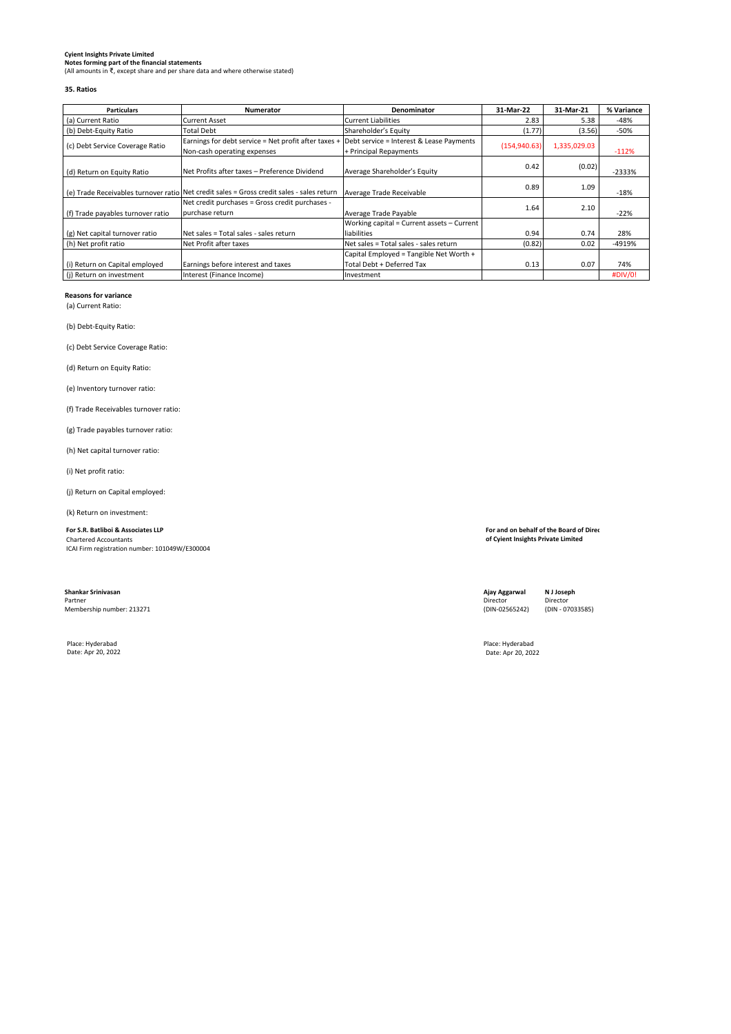**Cyient Insights Private Limited**
**Notes forming part of the financial statements**
(All amounts in ₹, except share and per share data and where otherwise stated)

**35. Ratios**

| Particulars | Numerator | Denominator | 31-Mar-22 | 31-Mar-21 | % Variance |
|---|---|---|---|---|---|
| (a) Current Ratio | Current Asset | Current Liabilities | 2.83 | 5.38 | -48% |
| (b) Debt-Equity Ratio | Total Debt | Shareholder's Equity | (1.77) | (3.56) | -50% |
| (c) Debt Service Coverage Ratio | Earnings for debt service = Net profit after taxes + Non-cash operating expenses | Debt service = Interest & Lease Payments + Principal Repayments | (154,940.63) | 1,335,029.03 | -112% |
| (d) Return on Equity Ratio | Net Profits after taxes – Preference Dividend | Average Shareholder's Equity | 0.42 | (0.02) | -2333% |
| (e) Trade Receivables turnover ratio | Net credit sales = Gross credit sales - sales return | Average Trade Receivable | 0.89 | 1.09 | -18% |
| (f) Trade payables turnover ratio | Net credit purchases = Gross credit purchases - purchase return | Average Trade Payable | 1.64 | 2.10 | -22% |
| (g) Net capital turnover ratio | Net sales = Total sales - sales return | Working capital = Current assets – Current liabilities | 0.94 | 0.74 | 28% |
| (h) Net profit ratio | Net Profit after taxes | Net sales = Total sales - sales return | (0.82) | 0.02 | -4919% |
| (i) Return on Capital employed | Earnings before interest and taxes | Capital Employed = Tangible Net Worth + Total Debt + Deferred Tax | 0.13 | 0.07 | 74% |
| (j) Return on investment | Interest (Finance Income) | Investment | | | #DIV/0! |

**Reasons for variance**

(a) Current Ratio:

(b) Debt-Equity Ratio:

(c) Debt Service Coverage Ratio:

(d) Return on Equity Ratio:

(e) Inventory turnover ratio:

(f) Trade Receivables turnover ratio:

(g) Trade payables turnover ratio:

(h) Net capital turnover ratio:

(i) Net profit ratio:

(j) Return on Capital employed:

(k) Return on investment:

**For S.R. Batliboi & Associates LLP**
Chartered Accountants
ICAI Firm registration number: 101049W/E300004

**Shankar Srinivasan**
Partner
Membership number: 213271

Place: Hyderabad
Date: Apr 20, 2022

**For and on behalf of the Board of Direc**
**of Cyient Insights Private Limited**

**Ajay Aggarwal**
Director
(DIN-02565242)

**N J Joseph**
Director
(DIN - 07033585)

Place: Hyderabad
Date: Apr 20, 2022